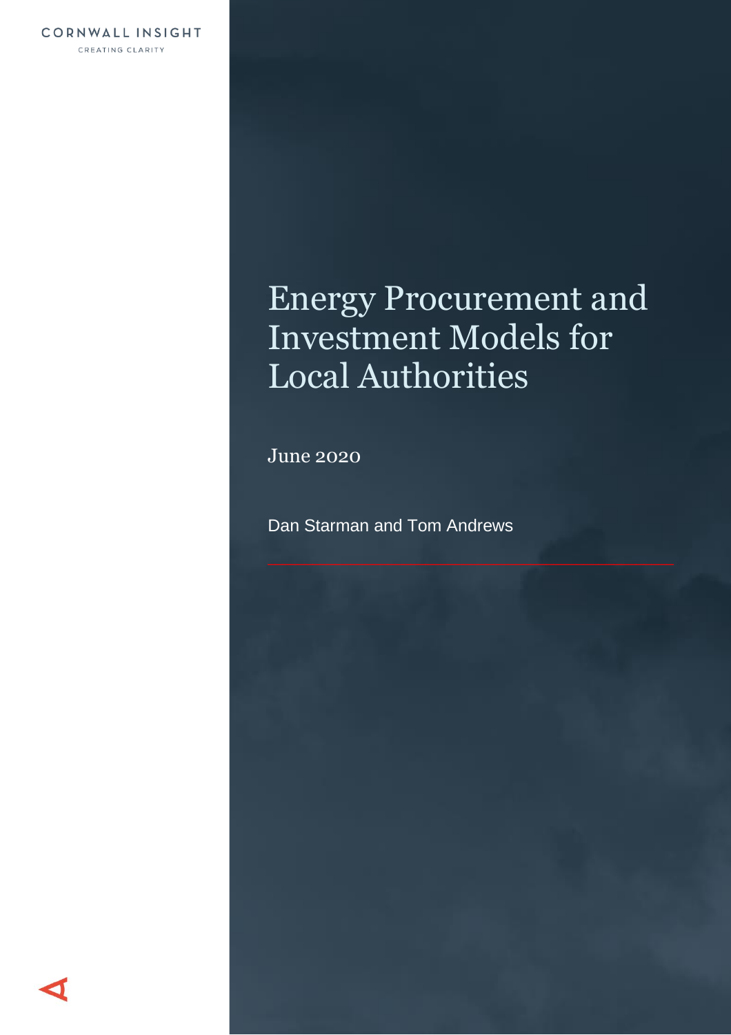CORNWALL INSIGHT

CREATING CLARITY

# Energy Procurement and Investment Models for Local Authorities

June 2020

Dan Starman and Tom Andrews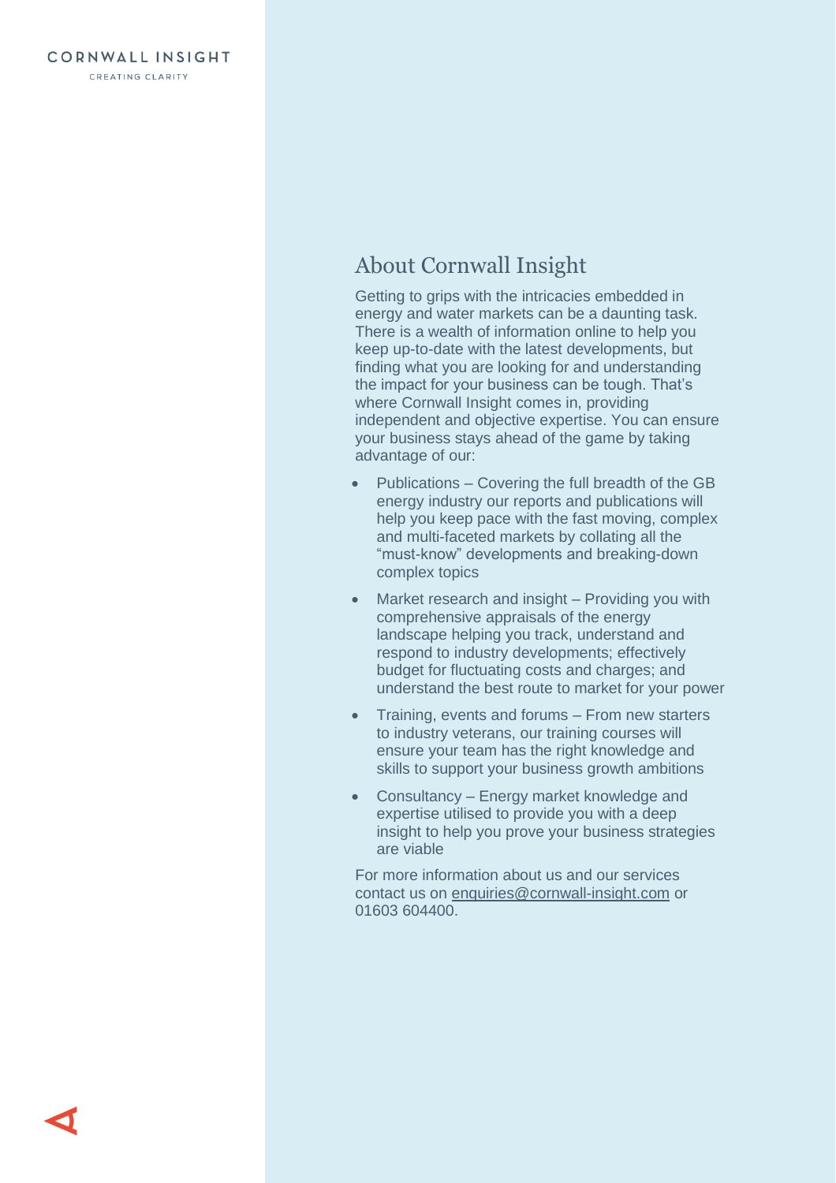CORNWALL INSIGHT

CREATING CLARITY

## About Cornwall Insight

Getting to grips with the intricacies embedded in energy and water markets can be a daunting task. There is a wealth of information online to help you keep up-to-date with the latest developments, but finding what you are looking for and understanding the impact for your business can be tough. That's where Cornwall Insight comes in, providing independent and objective expertise. You can ensure your business stays ahead of the game by taking advantage of our:

- Publications – Covering the full breadth of the GB energy industry our reports and publications will help you keep pace with the fast moving, complex and multi-faceted markets by collating all the "must-know" developments and breaking-down complex topics
- Market research and insight – Providing you with comprehensive appraisals of the energy landscape helping you track, understand and respond to industry developments; effectively budget for fluctuating costs and charges; and understand the best route to market for your power
- Training, events and forums – From new starters to industry veterans, our training courses will ensure your team has the right knowledge and skills to support your business growth ambitions
- Consultancy – Energy market knowledge and expertise utilised to provide you with a deep insight to help you prove your business strategies are viable

For more information about us and our services contact us on enquiries@cornwall-insight.com or 01603 604400.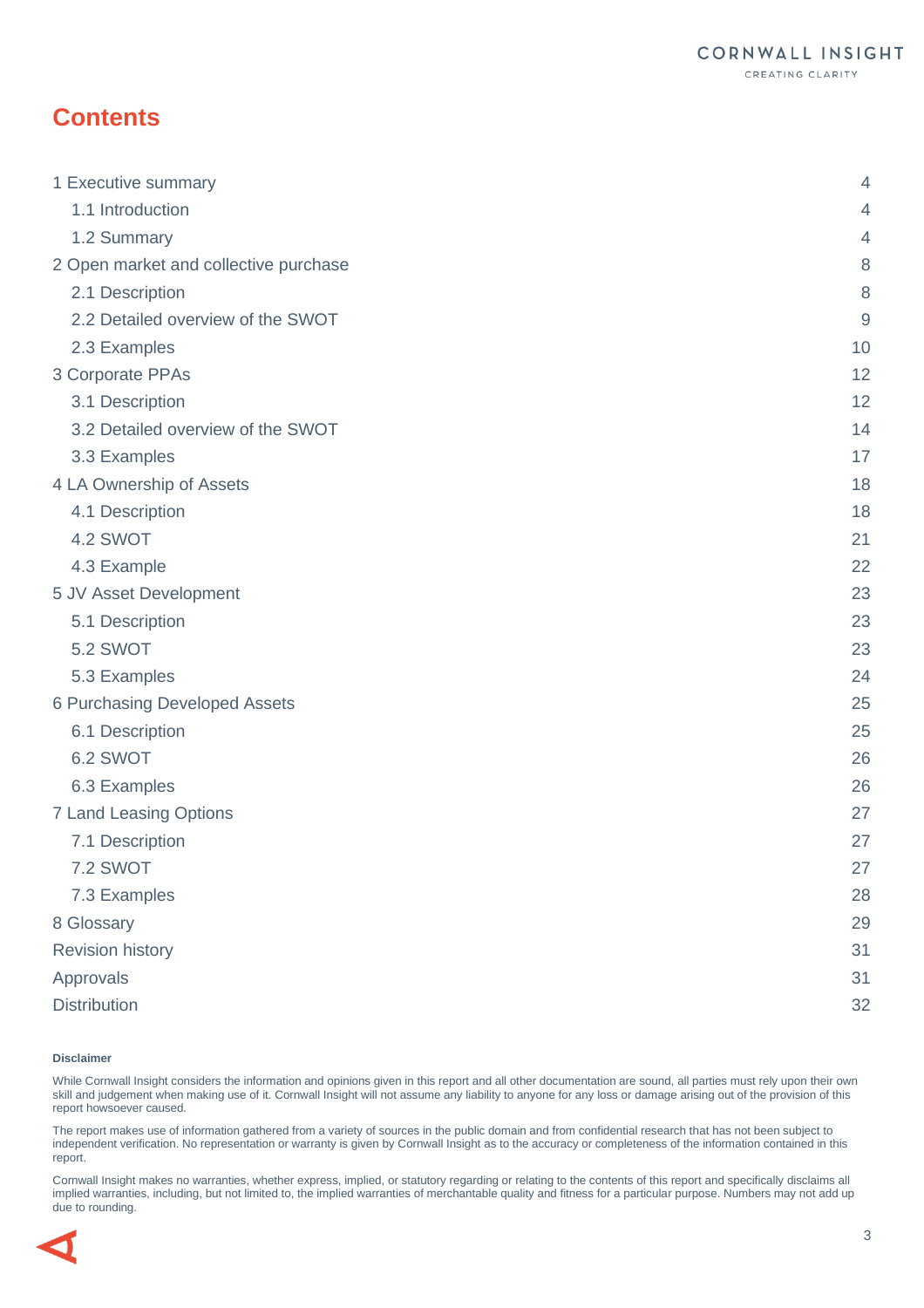# Contents

| | |
|---|---|
| 1 Executive summary | 4 |
| 1.1 Introduction | 4 |
| 1.2 Summary | 4 |
| 2 Open market and collective purchase | 8 |
| 2.1 Description | 8 |
| 2.2 Detailed overview of the SWOT | 9 |
| 2.3 Examples | 10 |
| 3 Corporate PPAs | 12 |
| 3.1 Description | 12 |
| 3.2 Detailed overview of the SWOT | 14 |
| 3.3 Examples | 17 |
| 4 LA Ownership of Assets | 18 |
| 4.1 Description | 18 |
| 4.2 SWOT | 21 |
| 4.3 Example | 22 |
| 5 JV Asset Development | 23 |
| 5.1 Description | 23 |
| 5.2 SWOT | 23 |
| 5.3 Examples | 24 |
| 6 Purchasing Developed Assets | 25 |
| 6.1 Description | 25 |
| 6.2 SWOT | 26 |
| 6.3 Examples | 26 |
| 7 Land Leasing Options | 27 |
| 7.1 Description | 27 |
| 7.2 SWOT | 27 |
| 7.3 Examples | 28 |
| 8 Glossary | 29 |
| Revision history | 31 |
| Approvals | 31 |
| Distribution | 32 |

**Disclaimer**

While Cornwall Insight considers the information and opinions given in this report and all other documentation are sound, all parties must rely upon their own skill and judgement when making use of it. Cornwall Insight will not assume any liability to anyone for any loss or damage arising out of the provision of this report howsoever caused.

The report makes use of information gathered from a variety of sources in the public domain and from confidential research that has not been subject to independent verification. No representation or warranty is given by Cornwall Insight as to the accuracy or completeness of the information contained in this report.

Cornwall Insight makes no warranties, whether express, implied, or statutory regarding or relating to the contents of this report and specifically disclaims all implied warranties, including, but not limited to, the implied warranties of merchantable quality and fitness for a particular purpose. Numbers may not add up due to rounding.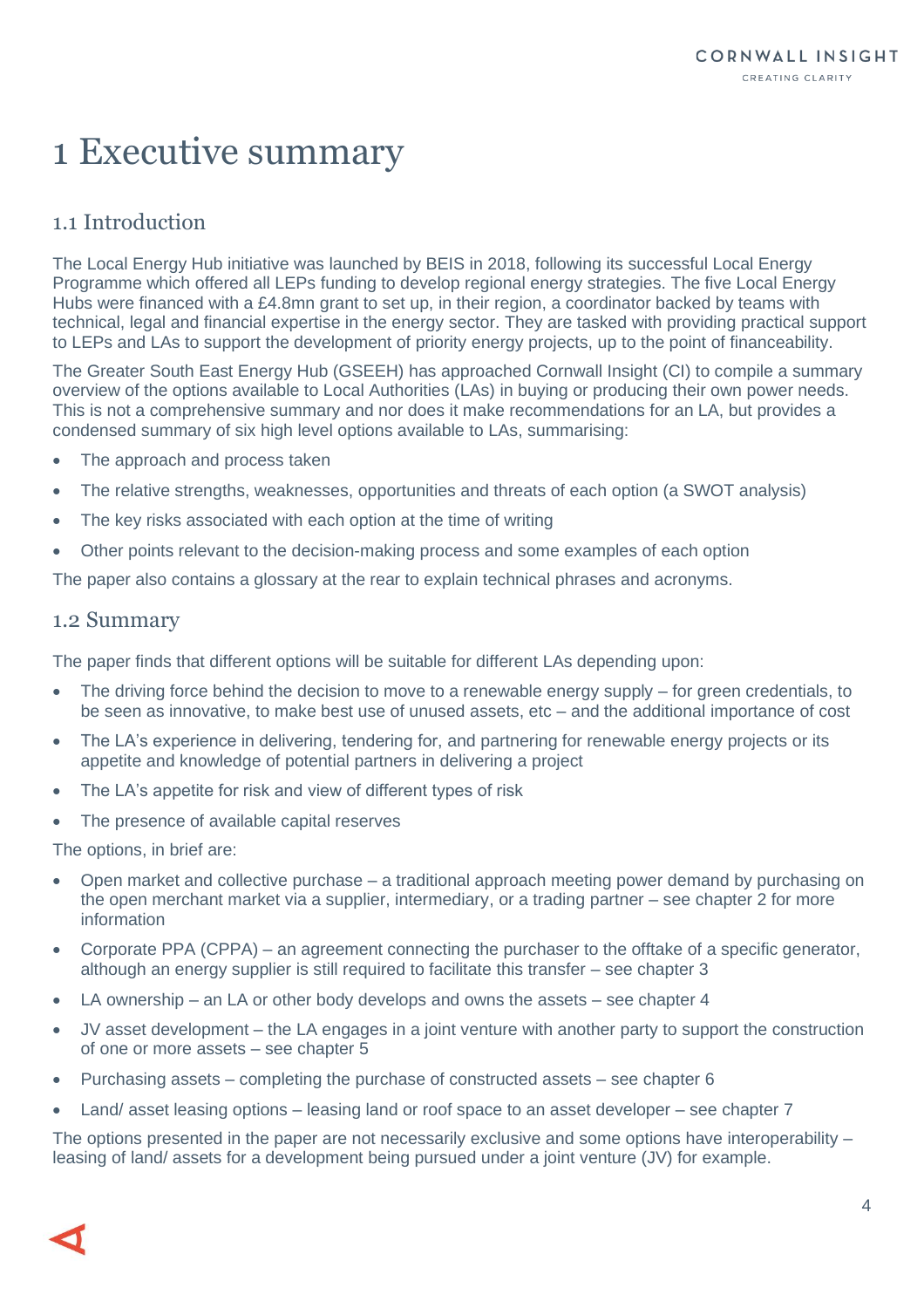# 1 Executive summary

## 1.1 Introduction

The Local Energy Hub initiative was launched by BEIS in 2018, following its successful Local Energy Programme which offered all LEPs funding to develop regional energy strategies. The five Local Energy Hubs were financed with a £4.8mn grant to set up, in their region, a coordinator backed by teams with technical, legal and financial expertise in the energy sector. They are tasked with providing practical support to LEPs and LAs to support the development of priority energy projects, up to the point of financeability.

The Greater South East Energy Hub (GSEEH) has approached Cornwall Insight (CI) to compile a summary overview of the options available to Local Authorities (LAs) in buying or producing their own power needs. This is not a comprehensive summary and nor does it make recommendations for an LA, but provides a condensed summary of six high level options available to LAs, summarising:

- The approach and process taken
- The relative strengths, weaknesses, opportunities and threats of each option (a SWOT analysis)
- The key risks associated with each option at the time of writing
- Other points relevant to the decision-making process and some examples of each option

The paper also contains a glossary at the rear to explain technical phrases and acronyms.

## 1.2 Summary

The paper finds that different options will be suitable for different LAs depending upon:

- The driving force behind the decision to move to a renewable energy supply – for green credentials, to be seen as innovative, to make best use of unused assets, etc – and the additional importance of cost
- The LA's experience in delivering, tendering for, and partnering for renewable energy projects or its appetite and knowledge of potential partners in delivering a project
- The LA's appetite for risk and view of different types of risk
- The presence of available capital reserves

The options, in brief are:

- Open market and collective purchase – a traditional approach meeting power demand by purchasing on the open merchant market via a supplier, intermediary, or a trading partner – see chapter 2 for more information
- Corporate PPA (CPPA) – an agreement connecting the purchaser to the offtake of a specific generator, although an energy supplier is still required to facilitate this transfer – see chapter 3
- LA ownership – an LA or other body develops and owns the assets – see chapter 4
- JV asset development – the LA engages in a joint venture with another party to support the construction of one or more assets – see chapter 5
- Purchasing assets – completing the purchase of constructed assets – see chapter 6
- Land/ asset leasing options – leasing land or roof space to an asset developer – see chapter 7

The options presented in the paper are not necessarily exclusive and some options have interoperability – leasing of land/ assets for a development being pursued under a joint venture (JV) for example.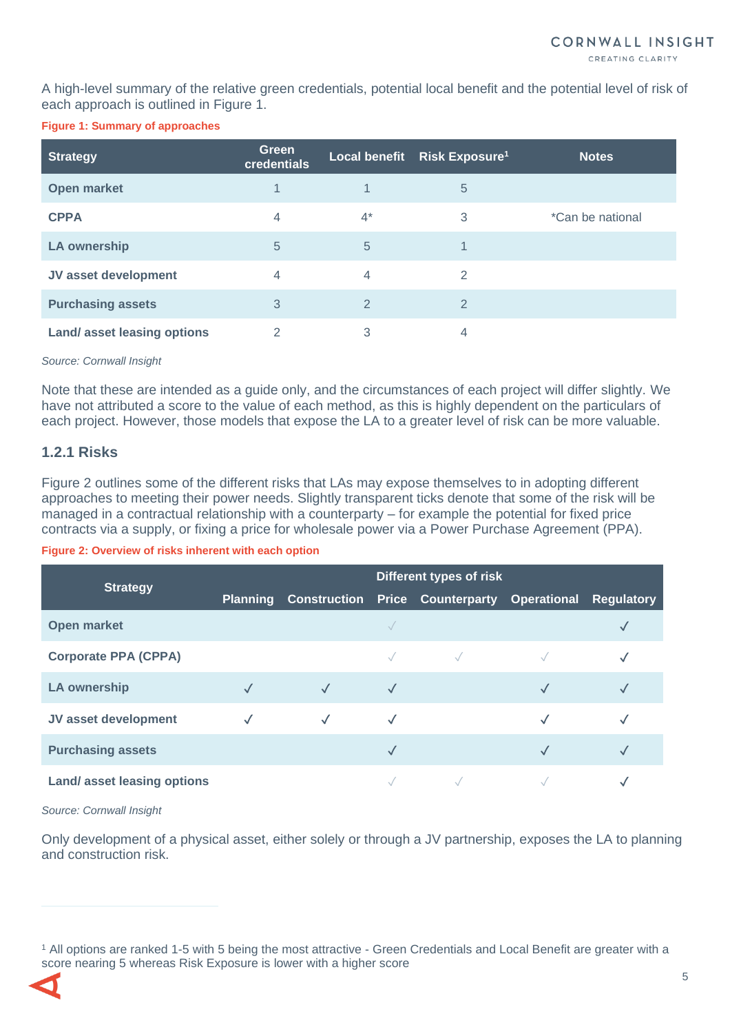A high-level summary of the relative green credentials, potential local benefit and the potential level of risk of each approach is outlined in Figure 1.

**Figure 1: Summary of approaches**

| Strategy | Green credentials | Local benefit | Risk Exposure[1] | Notes |
|---|---|---|---|---|
| **Open market** | 1 | 1 | 5 | |
| **CPPA** | 4 | 4* | 3 | *Can be national |
| **LA ownership** | 5 | 5 | 1 | |
| **JV asset development** | 4 | 4 | 2 | |
| **Purchasing assets** | 3 | 2 | 2 | |
| **Land/ asset leasing options** | 2 | 3 | 4 | |

*Source: Cornwall Insight*

Note that these are intended as a guide only, and the circumstances of each project will differ slightly. We have not attributed a score to the value of each method, as this is highly dependent on the particulars of each project. However, those models that expose the LA to a greater level of risk can be more valuable.

### 1.2.1 Risks

Figure 2 outlines some of the different risks that LAs may expose themselves to in adopting different approaches to meeting their power needs. Slightly transparent ticks denote that some of the risk will be managed in a contractual relationship with a counterparty – for example the potential for fixed price contracts via a supply, or fixing a price for wholesale power via a Power Purchase Agreement (PPA).

**Figure 2: Overview of risks inherent with each option**

| Strategy | Different types of risk | | | | | |
|---|---|---|---|---|---|---|
| | Planning | Construction | Price | Counterparty | Operational | Regulatory |
| **Open market** | | | ✓ | | | ✓ |
| **Corporate PPA (CPPA)** | | | ✓ | ✓ | ✓ | ✓ |
| **LA ownership** | ✓ | ✓ | ✓ | | ✓ | ✓ |
| **JV asset development** | ✓ | ✓ | ✓ | | ✓ | ✓ |
| **Purchasing assets** | | | ✓ | | ✓ | ✓ |
| **Land/ asset leasing options** | | | ✓ | ✓ | ✓ | ✓ |

*Source: Cornwall Insight*

Only development of a physical asset, either solely or through a JV partnership, exposes the LA to planning and construction risk.

[1] All options are ranked 1-5 with 5 being the most attractive - Green Credentials and Local Benefit are greater with a score nearing 5 whereas Risk Exposure is lower with a higher score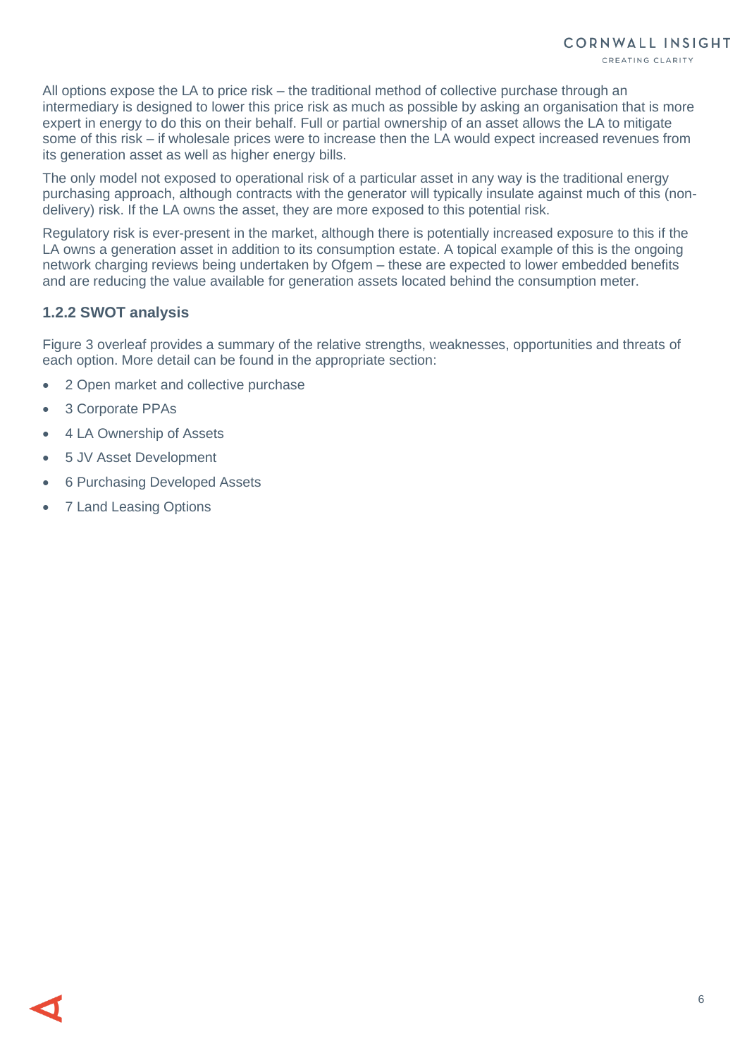All options expose the LA to price risk – the traditional method of collective purchase through an intermediary is designed to lower this price risk as much as possible by asking an organisation that is more expert in energy to do this on their behalf. Full or partial ownership of an asset allows the LA to mitigate some of this risk – if wholesale prices were to increase then the LA would expect increased revenues from its generation asset as well as higher energy bills.

The only model not exposed to operational risk of a particular asset in any way is the traditional energy purchasing approach, although contracts with the generator will typically insulate against much of this (non-delivery) risk. If the LA owns the asset, they are more exposed to this potential risk.

Regulatory risk is ever-present in the market, although there is potentially increased exposure to this if the LA owns a generation asset in addition to its consumption estate. A topical example of this is the ongoing network charging reviews being undertaken by Ofgem – these are expected to lower embedded benefits and are reducing the value available for generation assets located behind the consumption meter.

### 1.2.2 SWOT analysis

Figure 3 overleaf provides a summary of the relative strengths, weaknesses, opportunities and threats of each option. More detail can be found in the appropriate section:

- 2 Open market and collective purchase
- 3 Corporate PPAs
- 4 LA Ownership of Assets
- 5 JV Asset Development
- 6 Purchasing Developed Assets
- 7 Land Leasing Options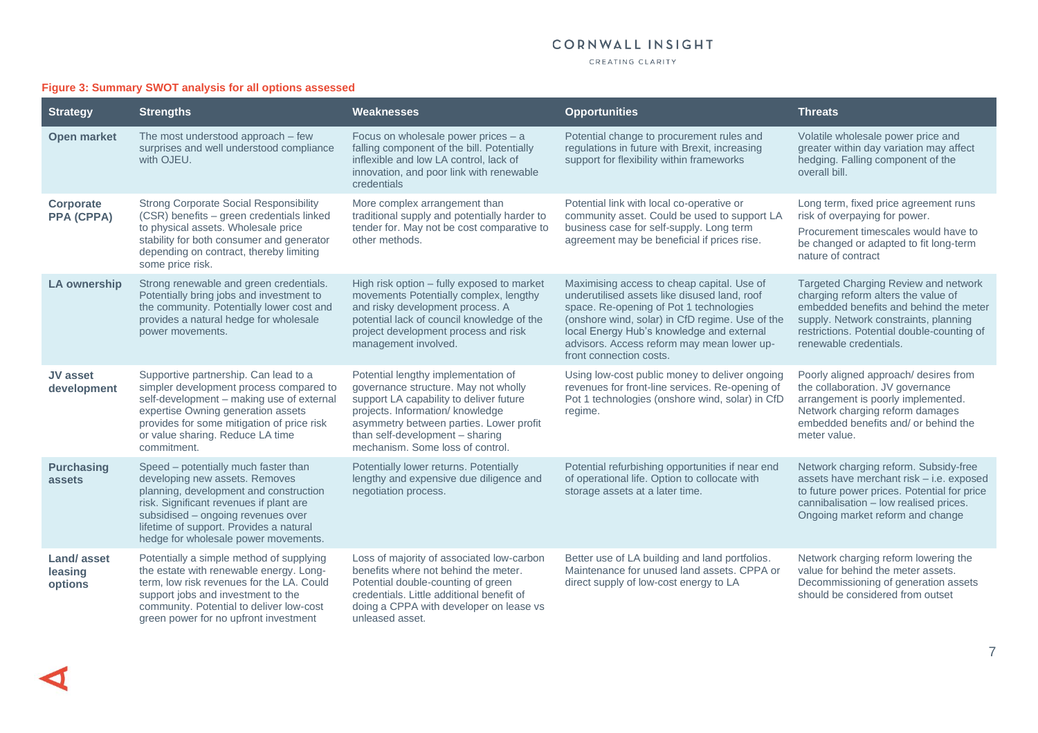**Figure 3: Summary SWOT analysis for all options assessed**

| Strategy | Strengths | Weaknesses | Opportunities | Threats |
|---|---|---|---|---|
| **Open market** | The most understood approach – few surprises and well understood compliance with OJEU. | Focus on wholesale power prices – a falling component of the bill. Potentially inflexible and low LA control, lack of innovation, and poor link with renewable credentials | Potential change to procurement rules and regulations in future with Brexit, increasing support for flexibility within frameworks | Volatile wholesale power price and greater within day variation may affect hedging. Falling component of the overall bill. |
| **Corporate PPA (CPPA)** | Strong Corporate Social Responsibility (CSR) benefits – green credentials linked to physical assets. Wholesale price stability for both consumer and generator depending on contract, thereby limiting some price risk. | More complex arrangement than traditional supply and potentially harder to tender for. May not be cost comparative to other methods. | Potential link with local co-operative or community asset. Could be used to support LA business case for self-supply. Long term agreement may be beneficial if prices rise. | Long term, fixed price agreement runs risk of overpaying for power. Procurement timescales would have to be changed or adapted to fit long-term nature of contract |
| **LA ownership** | Strong renewable and green credentials. Potentially bring jobs and investment to the community. Potentially lower cost and provides a natural hedge for wholesale power movements. | High risk option – fully exposed to market movements Potentially complex, lengthy and risky development process. A potential lack of council knowledge of the project development process and risk management involved. | Maximising access to cheap capital. Use of underutilised assets like disused land, roof space. Re-opening of Pot 1 technologies (onshore wind, solar) in CfD regime. Use of the local Energy Hub's knowledge and external advisors. Access reform may mean lower up-front connection costs. | Targeted Charging Review and network charging reform alters the value of embedded benefits and behind the meter supply. Network constraints, planning restrictions. Potential double-counting of renewable credentials. |
| **JV asset development** | Supportive partnership. Can lead to a simpler development process compared to self-development – making use of external expertise Owning generation assets provides for some mitigation of price risk or value sharing. Reduce LA time commitment. | Potential lengthy implementation of governance structure. May not wholly support LA capability to deliver future projects. Information/ knowledge asymmetry between parties. Lower profit than self-development – sharing mechanism. Some loss of control. | Using low-cost public money to deliver ongoing revenues for front-line services. Re-opening of Pot 1 technologies (onshore wind, solar) in CfD regime. | Poorly aligned approach/ desires from the collaboration. JV governance arrangement is poorly implemented. Network charging reform damages embedded benefits and/ or behind the meter value. |
| **Purchasing assets** | Speed – potentially much faster than developing new assets. Removes planning, development and construction risk. Significant revenues if plant are subsidised – ongoing revenues over lifetime of support. Provides a natural hedge for wholesale power movements. | Potentially lower returns. Potentially lengthy and expensive due diligence and negotiation process. | Potential refurbishing opportunities if near end of operational life. Option to collocate with storage assets at a later time. | Network charging reform. Subsidy-free assets have merchant risk – i.e. exposed to future power prices. Potential for price cannibalisation – low realised prices. Ongoing market reform and change |
| **Land/ asset leasing options** | Potentially a simple method of supplying the estate with renewable energy. Long-term, low risk revenues for the LA. Could support jobs and investment to the community. Potential to deliver low-cost green power for no upfront investment | Loss of majority of associated low-carbon benefits where not behind the meter. Potential double-counting of green credentials. Little additional benefit of doing a CPPA with developer on lease vs unleased asset. | Better use of LA building and land portfolios. Maintenance for unused land assets. CPPA or direct supply of low-cost energy to LA | Network charging reform lowering the value for behind the meter assets. Decommissioning of generation assets should be considered from outset |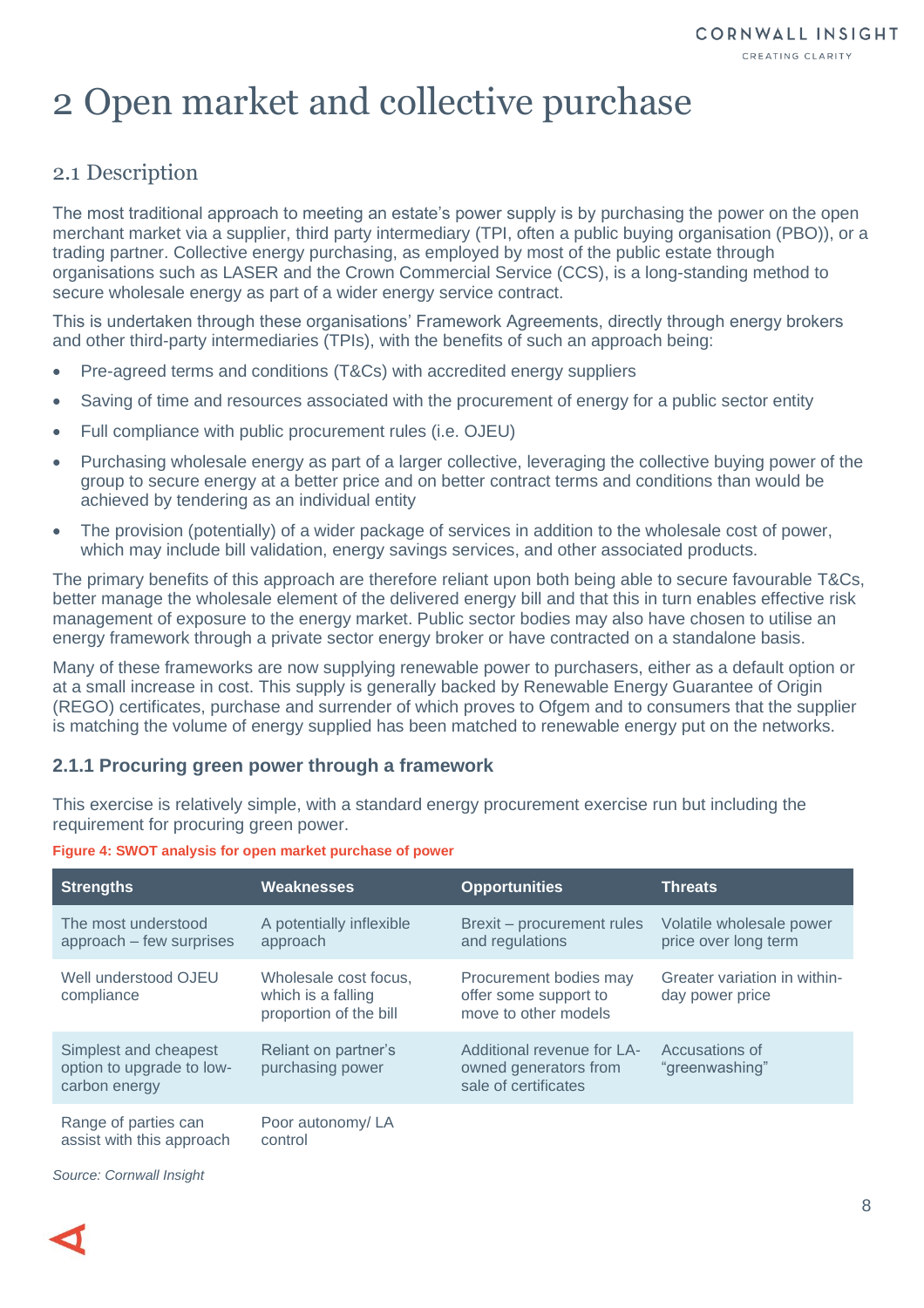# 2 Open market and collective purchase

## 2.1 Description

The most traditional approach to meeting an estate's power supply is by purchasing the power on the open merchant market via a supplier, third party intermediary (TPI, often a public buying organisation (PBO)), or a trading partner. Collective energy purchasing, as employed by most of the public estate through organisations such as LASER and the Crown Commercial Service (CCS), is a long-standing method to secure wholesale energy as part of a wider energy service contract.

This is undertaken through these organisations' Framework Agreements, directly through energy brokers and other third-party intermediaries (TPIs), with the benefits of such an approach being:

- Pre-agreed terms and conditions (T&Cs) with accredited energy suppliers
- Saving of time and resources associated with the procurement of energy for a public sector entity
- Full compliance with public procurement rules (i.e. OJEU)
- Purchasing wholesale energy as part of a larger collective, leveraging the collective buying power of the group to secure energy at a better price and on better contract terms and conditions than would be achieved by tendering as an individual entity
- The provision (potentially) of a wider package of services in addition to the wholesale cost of power, which may include bill validation, energy savings services, and other associated products.

The primary benefits of this approach are therefore reliant upon both being able to secure favourable T&Cs, better manage the wholesale element of the delivered energy bill and that this in turn enables effective risk management of exposure to the energy market. Public sector bodies may also have chosen to utilise an energy framework through a private sector energy broker or have contracted on a standalone basis.

Many of these frameworks are now supplying renewable power to purchasers, either as a default option or at a small increase in cost. This supply is generally backed by Renewable Energy Guarantee of Origin (REGO) certificates, purchase and surrender of which proves to Ofgem and to consumers that the supplier is matching the volume of energy supplied has been matched to renewable energy put on the networks.

### 2.1.1 Procuring green power through a framework

This exercise is relatively simple, with a standard energy procurement exercise run but including the requirement for procuring green power.

**Figure 4: SWOT analysis for open market purchase of power**

| Strengths | Weaknesses | Opportunities | Threats |
|---|---|---|---|
| The most understood approach – few surprises | A potentially inflexible approach | Brexit – procurement rules and regulations | Volatile wholesale power price over long term |
| Well understood OJEU compliance | Wholesale cost focus, which is a falling proportion of the bill | Procurement bodies may offer some support to move to other models | Greater variation in within-day power price |
| Simplest and cheapest option to upgrade to low-carbon energy | Reliant on partner's purchasing power | Additional revenue for LA-owned generators from sale of certificates | Accusations of "greenwashing" |
| Range of parties can assist with this approach | Poor autonomy/ LA control | | |

*Source: Cornwall Insight*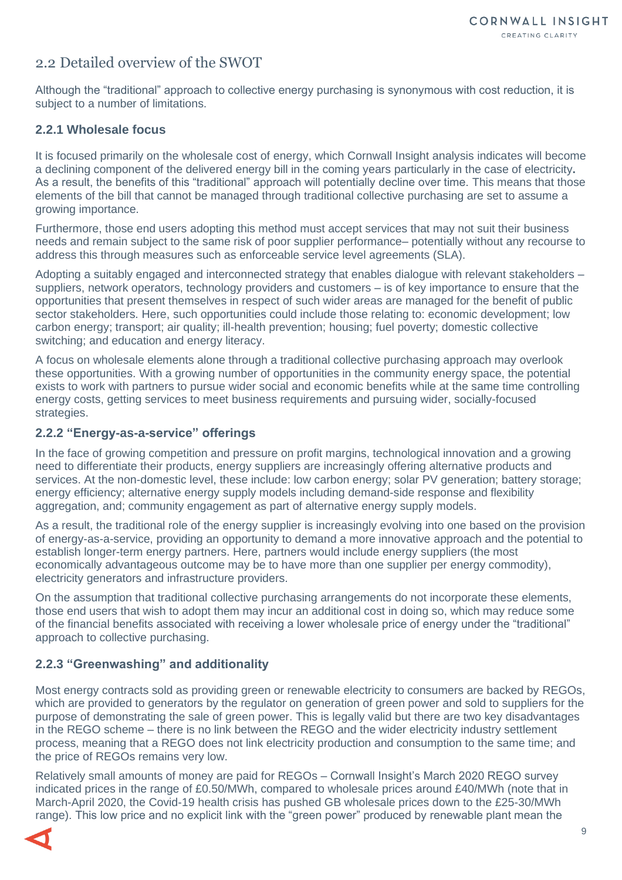## 2.2 Detailed overview of the SWOT

Although the "traditional" approach to collective energy purchasing is synonymous with cost reduction, it is subject to a number of limitations.

### 2.2.1 Wholesale focus

It is focused primarily on the wholesale cost of energy, which Cornwall Insight analysis indicates will become a declining component of the delivered energy bill in the coming years particularly in the case of electricity**.** As a result, the benefits of this "traditional" approach will potentially decline over time. This means that those elements of the bill that cannot be managed through traditional collective purchasing are set to assume a growing importance.

Furthermore, those end users adopting this method must accept services that may not suit their business needs and remain subject to the same risk of poor supplier performance– potentially without any recourse to address this through measures such as enforceable service level agreements (SLA).

Adopting a suitably engaged and interconnected strategy that enables dialogue with relevant stakeholders – suppliers, network operators, technology providers and customers – is of key importance to ensure that the opportunities that present themselves in respect of such wider areas are managed for the benefit of public sector stakeholders. Here, such opportunities could include those relating to: economic development; low carbon energy; transport; air quality; ill-health prevention; housing; fuel poverty; domestic collective switching; and education and energy literacy.

A focus on wholesale elements alone through a traditional collective purchasing approach may overlook these opportunities. With a growing number of opportunities in the community energy space, the potential exists to work with partners to pursue wider social and economic benefits while at the same time controlling energy costs, getting services to meet business requirements and pursuing wider, socially-focused strategies.

### 2.2.2 "Energy-as-a-service" offerings

In the face of growing competition and pressure on profit margins, technological innovation and a growing need to differentiate their products, energy suppliers are increasingly offering alternative products and services. At the non-domestic level, these include: low carbon energy; solar PV generation; battery storage; energy efficiency; alternative energy supply models including demand-side response and flexibility aggregation, and; community engagement as part of alternative energy supply models.

As a result, the traditional role of the energy supplier is increasingly evolving into one based on the provision of energy-as-a-service, providing an opportunity to demand a more innovative approach and the potential to establish longer-term energy partners. Here, partners would include energy suppliers (the most economically advantageous outcome may be to have more than one supplier per energy commodity), electricity generators and infrastructure providers.

On the assumption that traditional collective purchasing arrangements do not incorporate these elements, those end users that wish to adopt them may incur an additional cost in doing so, which may reduce some of the financial benefits associated with receiving a lower wholesale price of energy under the "traditional" approach to collective purchasing.

### 2.2.3 "Greenwashing" and additionality

Most energy contracts sold as providing green or renewable electricity to consumers are backed by REGOs, which are provided to generators by the regulator on generation of green power and sold to suppliers for the purpose of demonstrating the sale of green power. This is legally valid but there are two key disadvantages in the REGO scheme – there is no link between the REGO and the wider electricity industry settlement process, meaning that a REGO does not link electricity production and consumption to the same time; and the price of REGOs remains very low.

Relatively small amounts of money are paid for REGOs – Cornwall Insight's March 2020 REGO survey indicated prices in the range of £0.50/MWh, compared to wholesale prices around £40/MWh (note that in March-April 2020, the Covid-19 health crisis has pushed GB wholesale prices down to the £25-30/MWh range). This low price and no explicit link with the "green power" produced by renewable plant mean the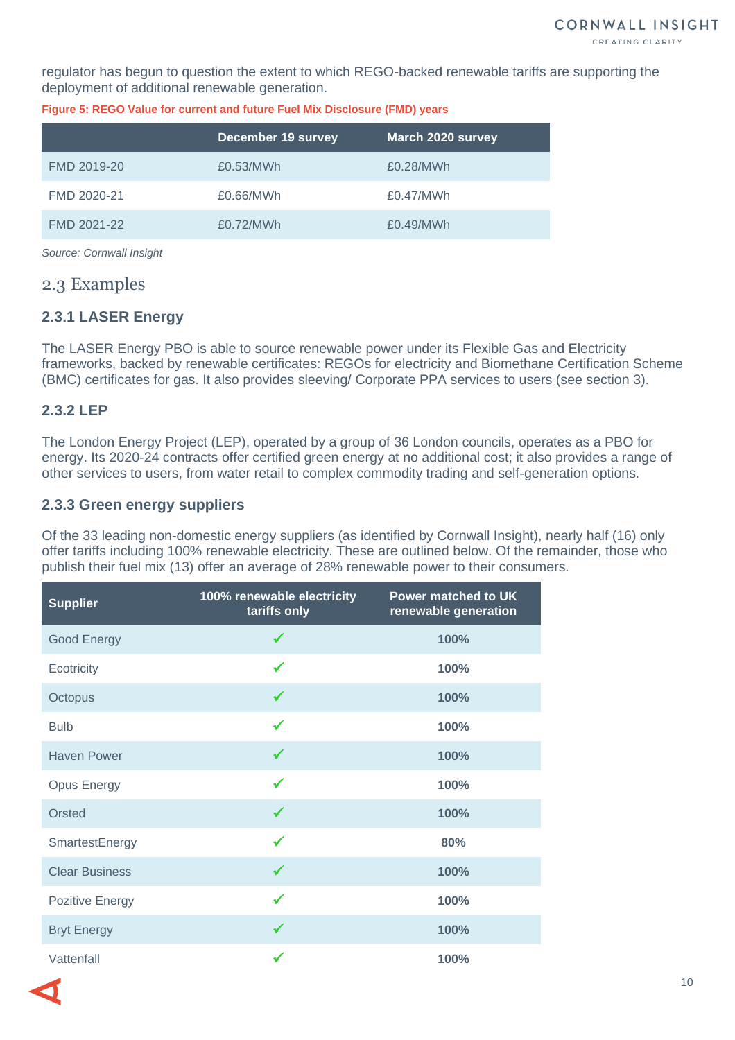regulator has begun to question the extent to which REGO-backed renewable tariffs are supporting the deployment of additional renewable generation.

**Figure 5: REGO Value for current and future Fuel Mix Disclosure (FMD) years**

| | December 19 survey | March 2020 survey |
|---|---|---|
| FMD 2019-20 | £0.53/MWh | £0.28/MWh |
| FMD 2020-21 | £0.66/MWh | £0.47/MWh |
| FMD 2021-22 | £0.72/MWh | £0.49/MWh |

*Source: Cornwall Insight*

## 2.3 Examples

### 2.3.1 LASER Energy

The LASER Energy PBO is able to source renewable power under its Flexible Gas and Electricity frameworks, backed by renewable certificates: REGOs for electricity and Biomethane Certification Scheme (BMC) certificates for gas. It also provides sleeving/ Corporate PPA services to users (see section 3).

### 2.3.2 LEP

The London Energy Project (LEP), operated by a group of 36 London councils, operates as a PBO for energy. Its 2020-24 contracts offer certified green energy at no additional cost; it also provides a range of other services to users, from water retail to complex commodity trading and self-generation options.

### 2.3.3 Green energy suppliers

Of the 33 leading non-domestic energy suppliers (as identified by Cornwall Insight), nearly half (16) only offer tariffs including 100% renewable electricity. These are outlined below. Of the remainder, those who publish their fuel mix (13) offer an average of 28% renewable power to their consumers.

| Supplier | 100% renewable electricity tariffs only | Power matched to UK renewable generation |
|---|---|---|
| Good Energy | ✓ | **100%** |
| Ecotricity | ✓ | **100%** |
| Octopus | ✓ | **100%** |
| Bulb | ✓ | **100%** |
| Haven Power | ✓ | **100%** |
| Opus Energy | ✓ | **100%** |
| Orsted | ✓ | **100%** |
| SmartestEnergy | ✓ | **80%** |
| Clear Business | ✓ | **100%** |
| Pozitive Energy | ✓ | **100%** |
| Bryt Energy | ✓ | **100%** |
| Vattenfall | ✓ | **100%** |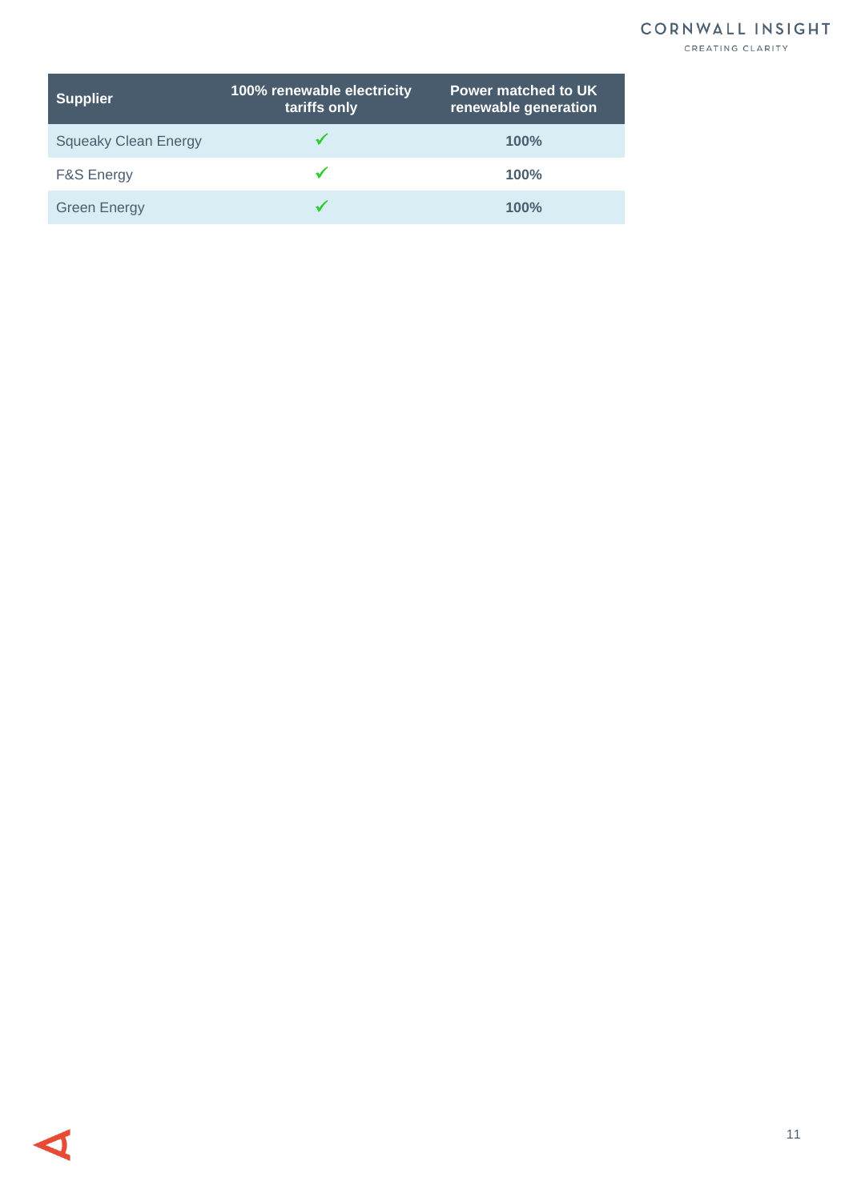| Supplier | 100% renewable electricity tariffs only | Power matched to UK renewable generation |
| --- | --- | --- |
| Squeaky Clean Energy | ✓ | **100%** |
| F&S Energy | ✓ | **100%** |
| Green Energy | ✓ | **100%** |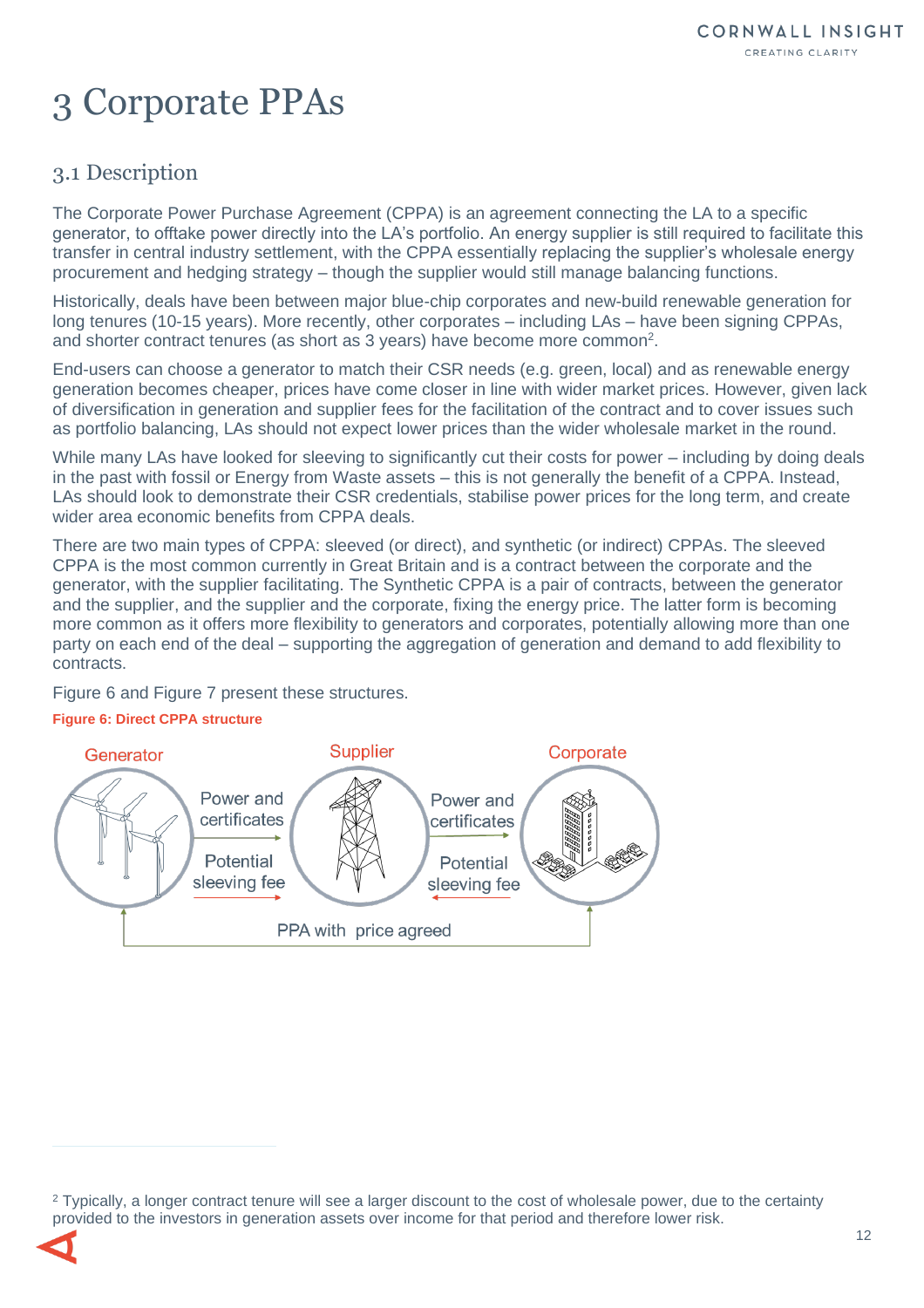# 3 Corporate PPAs

## 3.1 Description

The Corporate Power Purchase Agreement (CPPA) is an agreement connecting the LA to a specific generator, to offtake power directly into the LA's portfolio. An energy supplier is still required to facilitate this transfer in central industry settlement, with the CPPA essentially replacing the supplier's wholesale energy procurement and hedging strategy – though the supplier would still manage balancing functions.

Historically, deals have been between major blue-chip corporates and new-build renewable generation for long tenures (10-15 years). More recently, other corporates – including LAs – have been signing CPPAs, and shorter contract tenures (as short as 3 years) have become more common[2].

End-users can choose a generator to match their CSR needs (e.g. green, local) and as renewable energy generation becomes cheaper, prices have come closer in line with wider market prices. However, given lack of diversification in generation and supplier fees for the facilitation of the contract and to cover issues such as portfolio balancing, LAs should not expect lower prices than the wider wholesale market in the round.

While many LAs have looked for sleeving to significantly cut their costs for power – including by doing deals in the past with fossil or Energy from Waste assets – this is not generally the benefit of a CPPA. Instead, LAs should look to demonstrate their CSR credentials, stabilise power prices for the long term, and create wider area economic benefits from CPPA deals.

There are two main types of CPPA: sleeved (or direct), and synthetic (or indirect) CPPAs. The sleeved CPPA is the most common currently in Great Britain and is a contract between the corporate and the generator, with the supplier facilitating. The Synthetic CPPA is a pair of contracts, between the generator and the supplier, and the supplier and the corporate, fixing the energy price. The latter form is becoming more common as it offers more flexibility to generators and corporates, potentially allowing more than one party on each end of the deal – supporting the aggregation of generation and demand to add flexibility to contracts.

Figure 6 and Figure 7 present these structures.

**Figure 6: Direct CPPA structure**

Generator — Power and certificates → Supplier — Power and certificates → Corporate

Corporate — Potential sleeving fee → Supplier — Potential sleeving fee → Generator

Generator ↔ Corporate: PPA with price agreed

---

[2] Typically, a longer contract tenure will see a larger discount to the cost of wholesale power, due to the certainty provided to the investors in generation assets over income for that period and therefore lower risk.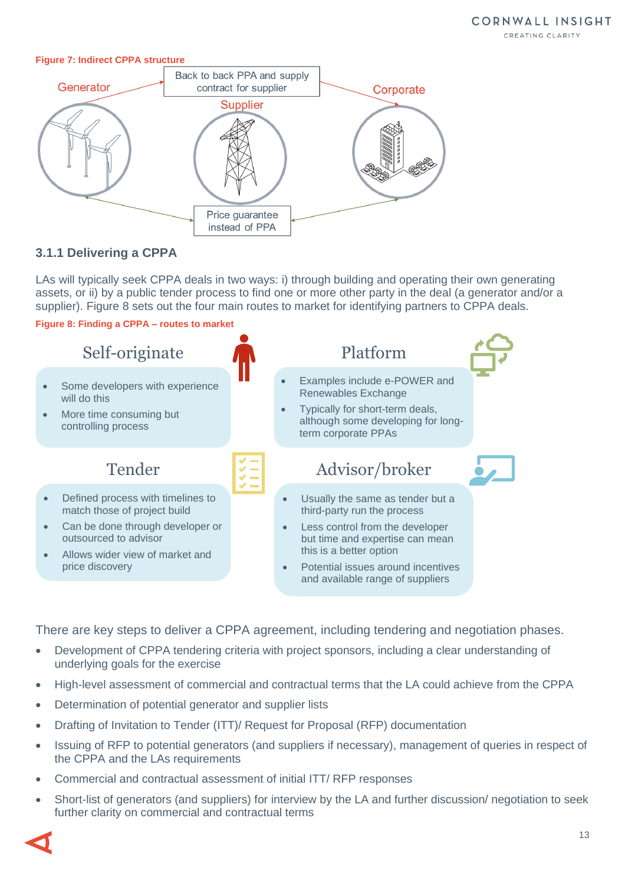**Figure 7: Indirect CPPA structure**

Generator — Back to back PPA and supply contract for supplier — Supplier — Corporate

Price guarantee instead of PPA

### 3.1.1 Delivering a CPPA

LAs will typically seek CPPA deals in two ways: i) through building and operating their own generating assets, or ii) by a public tender process to find one or more other party in the deal (a generator and/or a supplier). Figure 8 sets out the four main routes to market for identifying partners to CPPA deals.

**Figure 8: Finding a CPPA – routes to market**

**Self-originate**

- Some developers with experience will do this
- More time consuming but controlling process

**Platform**

- Examples include e-POWER and Renewables Exchange
- Typically for short-term deals, although some developing for long-term corporate PPAs

**Tender**

- Defined process with timelines to match those of project build
- Can be done through developer or outsourced to advisor
- Allows wider view of market and price discovery

**Advisor/broker**

- Usually the same as tender but a third-party run the process
- Less control from the developer but time and expertise can mean this is a better option
- Potential issues around incentives and available range of suppliers

There are key steps to deliver a CPPA agreement, including tendering and negotiation phases.

- Development of CPPA tendering criteria with project sponsors, including a clear understanding of underlying goals for the exercise
- High-level assessment of commercial and contractual terms that the LA could achieve from the CPPA
- Determination of potential generator and supplier lists
- Drafting of Invitation to Tender (ITT)/ Request for Proposal (RFP) documentation
- Issuing of RFP to potential generators (and suppliers if necessary), management of queries in respect of the CPPA and the LAs requirements
- Commercial and contractual assessment of initial ITT/ RFP responses
- Short-list of generators (and suppliers) for interview by the LA and further discussion/ negotiation to seek further clarity on commercial and contractual terms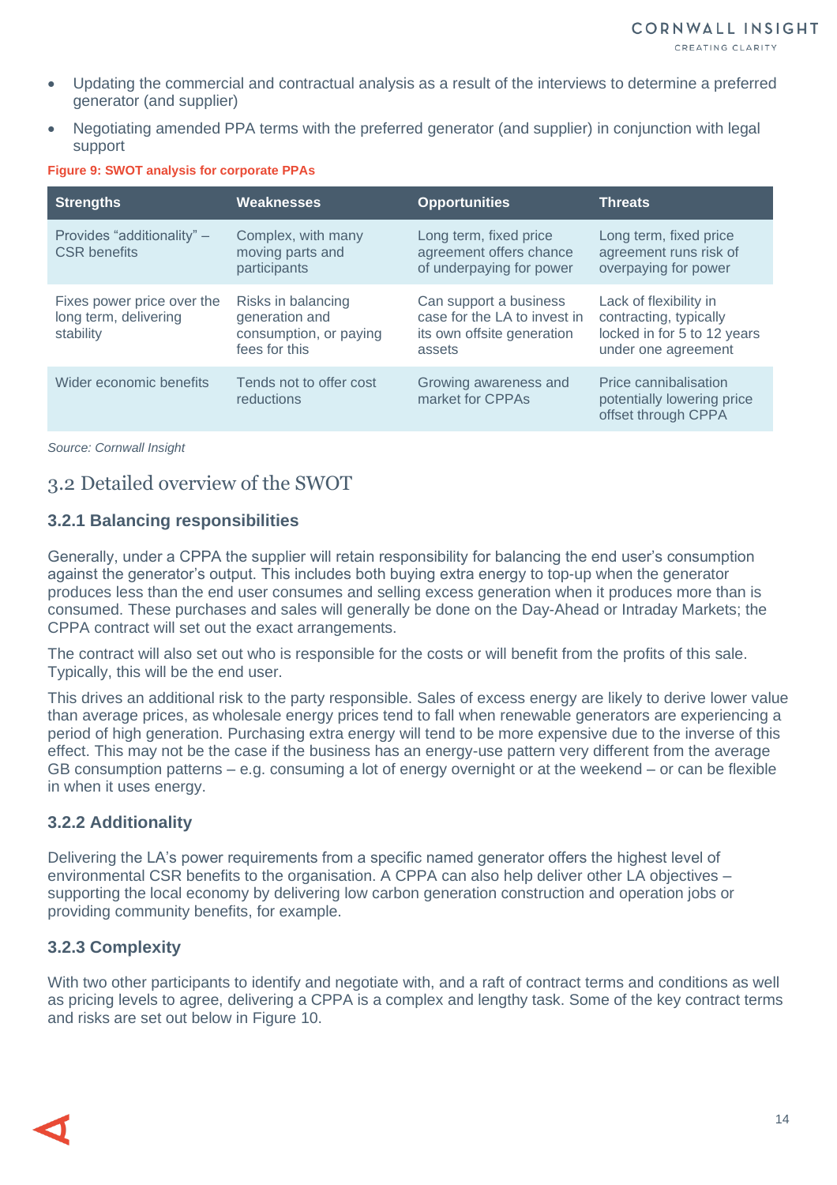- Updating the commercial and contractual analysis as a result of the interviews to determine a preferred generator (and supplier)
- Negotiating amended PPA terms with the preferred generator (and supplier) in conjunction with legal support

**Figure 9: SWOT analysis for corporate PPAs**

| Strengths | Weaknesses | Opportunities | Threats |
|---|---|---|---|
| Provides "additionality" – CSR benefits | Complex, with many moving parts and participants | Long term, fixed price agreement offers chance of underpaying for power | Long term, fixed price agreement runs risk of overpaying for power |
| Fixes power price over the long term, delivering stability | Risks in balancing generation and consumption, or paying fees for this | Can support a business case for the LA to invest in its own offsite generation assets | Lack of flexibility in contracting, typically locked in for 5 to 12 years under one agreement |
| Wider economic benefits | Tends not to offer cost reductions | Growing awareness and market for CPPAs | Price cannibalisation potentially lowering price offset through CPPA |

*Source: Cornwall Insight*

## 3.2 Detailed overview of the SWOT

### 3.2.1 Balancing responsibilities

Generally, under a CPPA the supplier will retain responsibility for balancing the end user's consumption against the generator's output. This includes both buying extra energy to top-up when the generator produces less than the end user consumes and selling excess generation when it produces more than is consumed. These purchases and sales will generally be done on the Day-Ahead or Intraday Markets; the CPPA contract will set out the exact arrangements.

The contract will also set out who is responsible for the costs or will benefit from the profits of this sale. Typically, this will be the end user.

This drives an additional risk to the party responsible. Sales of excess energy are likely to derive lower value than average prices, as wholesale energy prices tend to fall when renewable generators are experiencing a period of high generation. Purchasing extra energy will tend to be more expensive due to the inverse of this effect. This may not be the case if the business has an energy-use pattern very different from the average GB consumption patterns – e.g. consuming a lot of energy overnight or at the weekend – or can be flexible in when it uses energy.

### 3.2.2 Additionality

Delivering the LA's power requirements from a specific named generator offers the highest level of environmental CSR benefits to the organisation. A CPPA can also help deliver other LA objectives – supporting the local economy by delivering low carbon generation construction and operation jobs or providing community benefits, for example.

### 3.2.3 Complexity

With two other participants to identify and negotiate with, and a raft of contract terms and conditions as well as pricing levels to agree, delivering a CPPA is a complex and lengthy task. Some of the key contract terms and risks are set out below in Figure 10.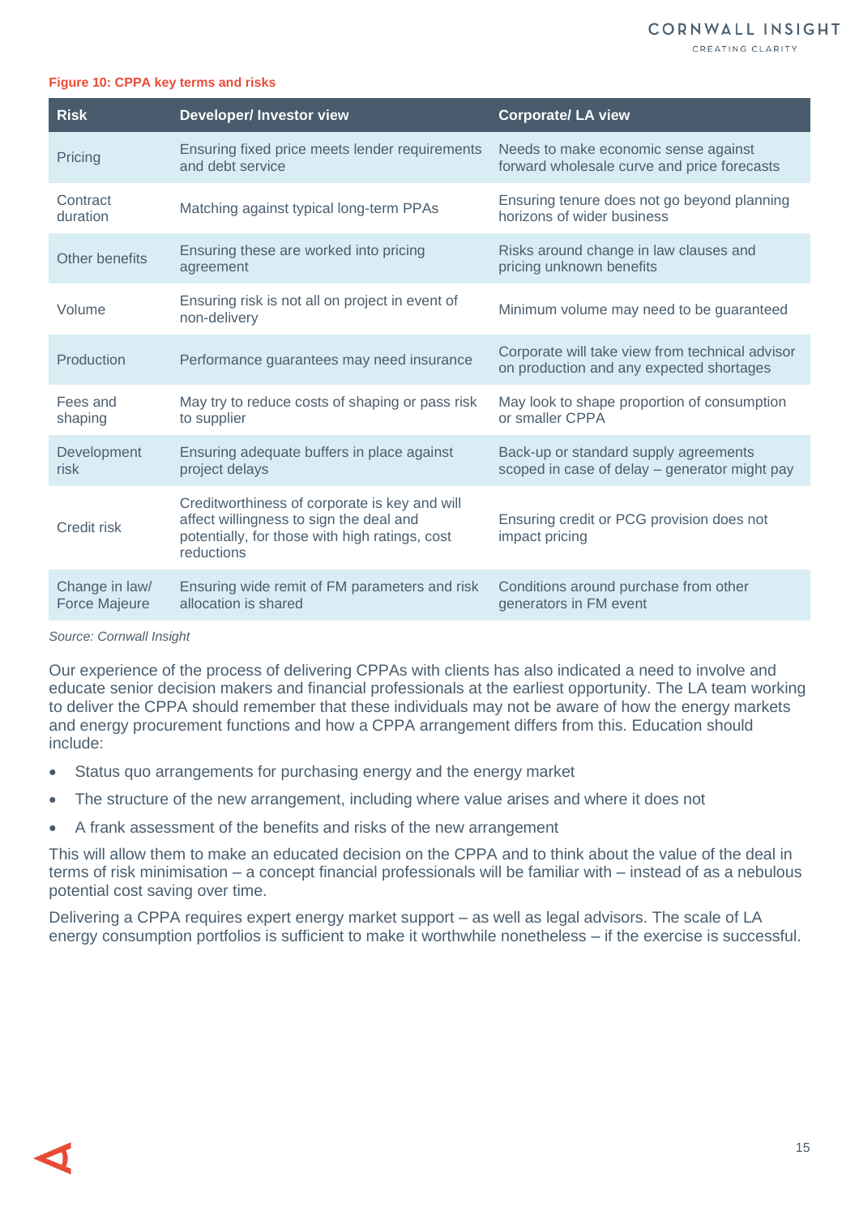**Figure 10: CPPA key terms and risks**

| Risk | Developer/ Investor view | Corporate/ LA view |
|---|---|---|
| Pricing | Ensuring fixed price meets lender requirements and debt service | Needs to make economic sense against forward wholesale curve and price forecasts |
| Contract duration | Matching against typical long-term PPAs | Ensuring tenure does not go beyond planning horizons of wider business |
| Other benefits | Ensuring these are worked into pricing agreement | Risks around change in law clauses and pricing unknown benefits |
| Volume | Ensuring risk is not all on project in event of non-delivery | Minimum volume may need to be guaranteed |
| Production | Performance guarantees may need insurance | Corporate will take view from technical advisor on production and any expected shortages |
| Fees and shaping | May try to reduce costs of shaping or pass risk to supplier | May look to shape proportion of consumption or smaller CPPA |
| Development risk | Ensuring adequate buffers in place against project delays | Back-up or standard supply agreements scoped in case of delay – generator might pay |
| Credit risk | Creditworthiness of corporate is key and will affect willingness to sign the deal and potentially, for those with high ratings, cost reductions | Ensuring credit or PCG provision does not impact pricing |
| Change in law/ Force Majeure | Ensuring wide remit of FM parameters and risk allocation is shared | Conditions around purchase from other generators in FM event |

*Source: Cornwall Insight*

Our experience of the process of delivering CPPAs with clients has also indicated a need to involve and educate senior decision makers and financial professionals at the earliest opportunity. The LA team working to deliver the CPPA should remember that these individuals may not be aware of how the energy markets and energy procurement functions and how a CPPA arrangement differs from this. Education should include:

- Status quo arrangements for purchasing energy and the energy market
- The structure of the new arrangement, including where value arises and where it does not
- A frank assessment of the benefits and risks of the new arrangement

This will allow them to make an educated decision on the CPPA and to think about the value of the deal in terms of risk minimisation – a concept financial professionals will be familiar with – instead of as a nebulous potential cost saving over time.

Delivering a CPPA requires expert energy market support – as well as legal advisors. The scale of LA energy consumption portfolios is sufficient to make it worthwhile nonetheless – if the exercise is successful.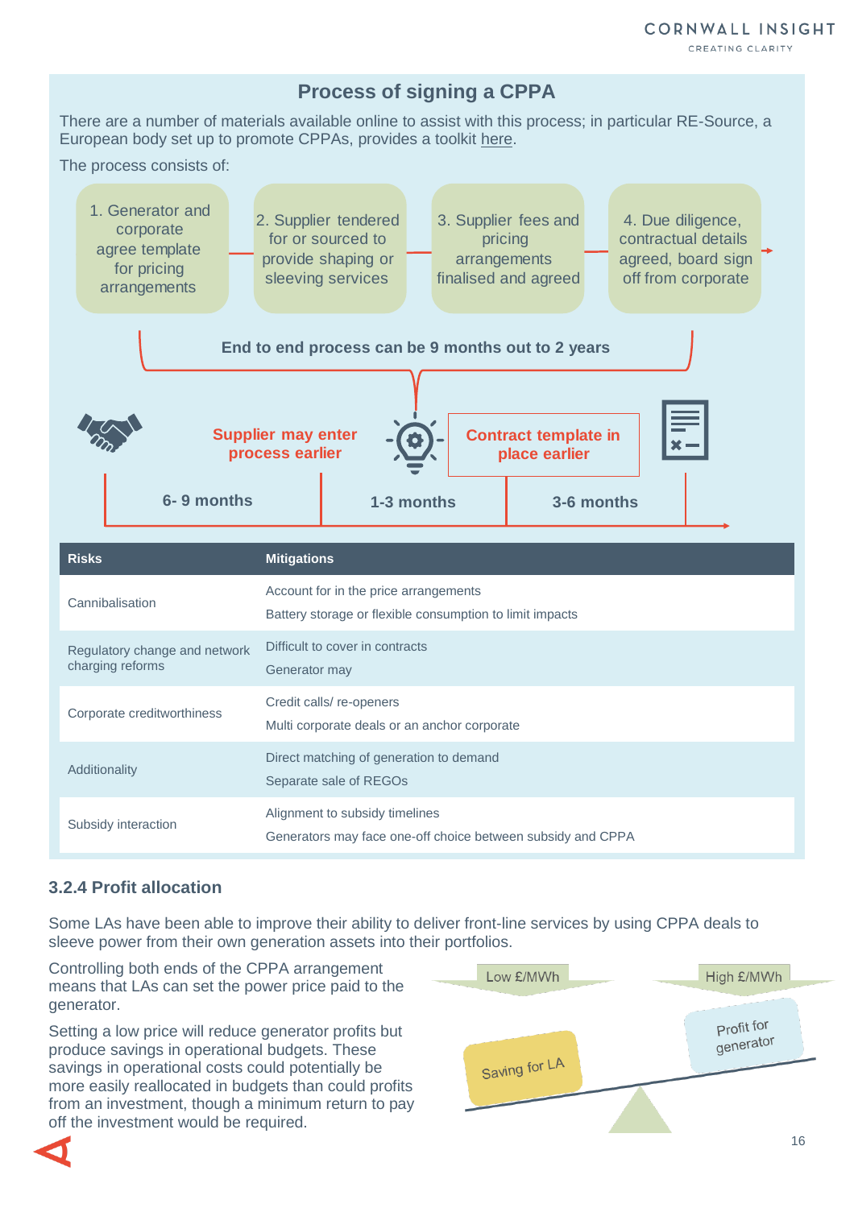## Process of signing a CPPA

There are a number of materials available online to assist with this process; in particular RE-Source, a European body set up to promote CPPAs, provides a toolkit here.

The process consists of:

1. Generator and corporate agree template for pricing arrangements
2. Supplier tendered for or sourced to provide shaping or sleeving services
3. Supplier fees and pricing arrangements finalised and agreed
4. Due diligence, contractual details agreed, board sign off from corporate

**End to end process can be 9 months out to 2 years**

**Supplier may enter process earlier**

**Contract template in place earlier**

**6- 9 months** | **1-3 months** | **3-6 months**

| Risks | Mitigations |
|---|---|
| Cannibalisation | Account for in the price arrangements<br>Battery storage or flexible consumption to limit impacts |
| Regulatory change and network charging reforms | Difficult to cover in contracts<br>Generator may |
| Corporate creditworthiness | Credit calls/ re-openers<br>Multi corporate deals or an anchor corporate |
| Additionality | Direct matching of generation to demand<br>Separate sale of REGOs |
| Subsidy interaction | Alignment to subsidy timelines<br>Generators may face one-off choice between subsidy and CPPA |

### 3.2.4 Profit allocation

Some LAs have been able to improve their ability to deliver front-line services by using CPPA deals to sleeve power from their own generation assets into their portfolios.

Controlling both ends of the CPPA arrangement means that LAs can set the power price paid to the generator.

Setting a low price will reduce generator profits but produce savings in operational budgets. These savings in operational costs could potentially be more easily reallocated in budgets than could profits from an investment, though a minimum return to pay off the investment would be required.

Low £/MWh — Saving for LA

High £/MWh — Profit for generator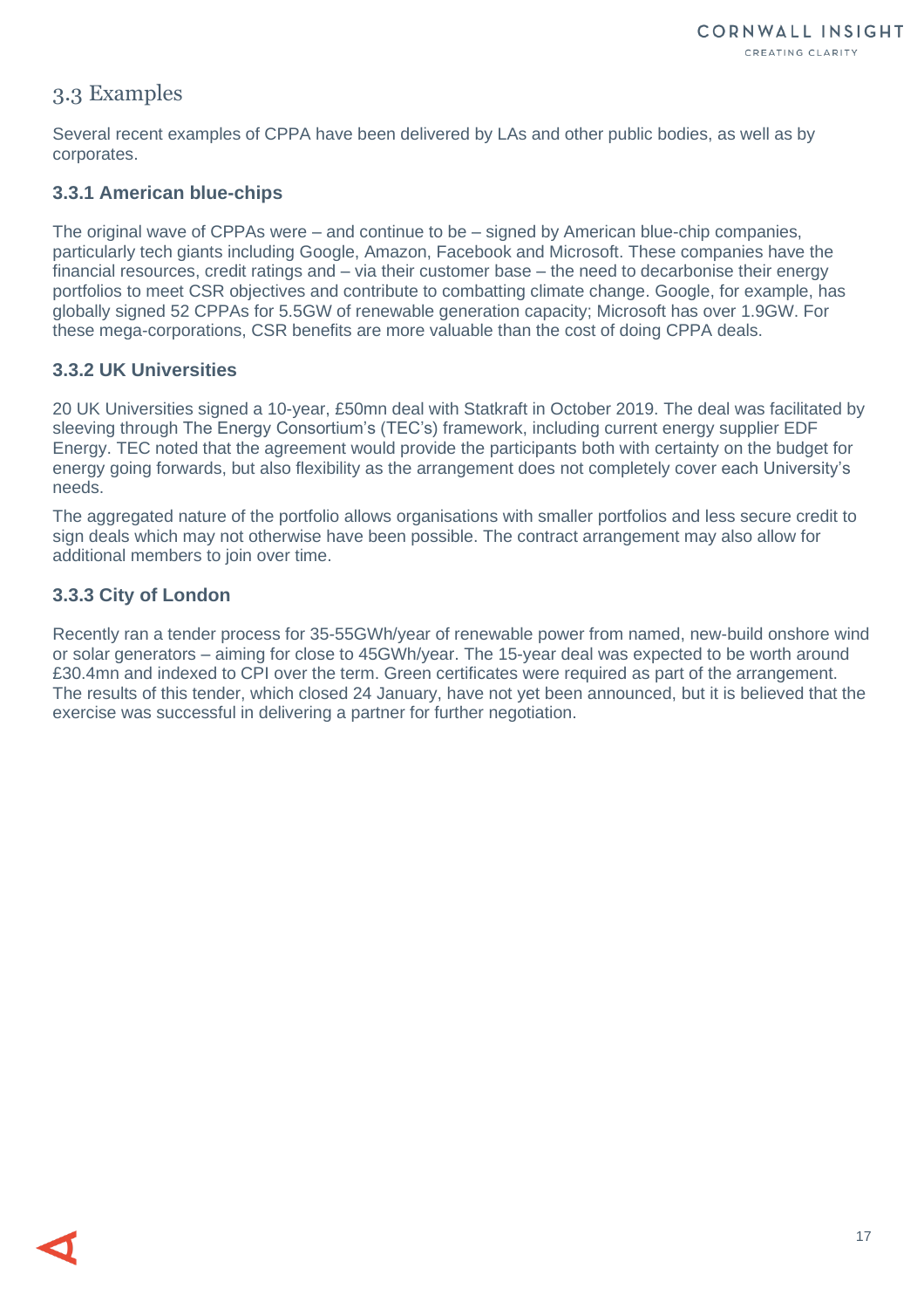## 3.3 Examples

Several recent examples of CPPA have been delivered by LAs and other public bodies, as well as by corporates.

### 3.3.1 American blue-chips

The original wave of CPPAs were – and continue to be – signed by American blue-chip companies, particularly tech giants including Google, Amazon, Facebook and Microsoft. These companies have the financial resources, credit ratings and – via their customer base – the need to decarbonise their energy portfolios to meet CSR objectives and contribute to combatting climate change. Google, for example, has globally signed 52 CPPAs for 5.5GW of renewable generation capacity; Microsoft has over 1.9GW. For these mega-corporations, CSR benefits are more valuable than the cost of doing CPPA deals.

### 3.3.2 UK Universities

20 UK Universities signed a 10-year, £50mn deal with Statkraft in October 2019. The deal was facilitated by sleeving through The Energy Consortium's (TEC's) framework, including current energy supplier EDF Energy. TEC noted that the agreement would provide the participants both with certainty on the budget for energy going forwards, but also flexibility as the arrangement does not completely cover each University's needs.

The aggregated nature of the portfolio allows organisations with smaller portfolios and less secure credit to sign deals which may not otherwise have been possible. The contract arrangement may also allow for additional members to join over time.

### 3.3.3 City of London

Recently ran a tender process for 35-55GWh/year of renewable power from named, new-build onshore wind or solar generators – aiming for close to 45GWh/year. The 15-year deal was expected to be worth around £30.4mn and indexed to CPI over the term. Green certificates were required as part of the arrangement. The results of this tender, which closed 24 January, have not yet been announced, but it is believed that the exercise was successful in delivering a partner for further negotiation.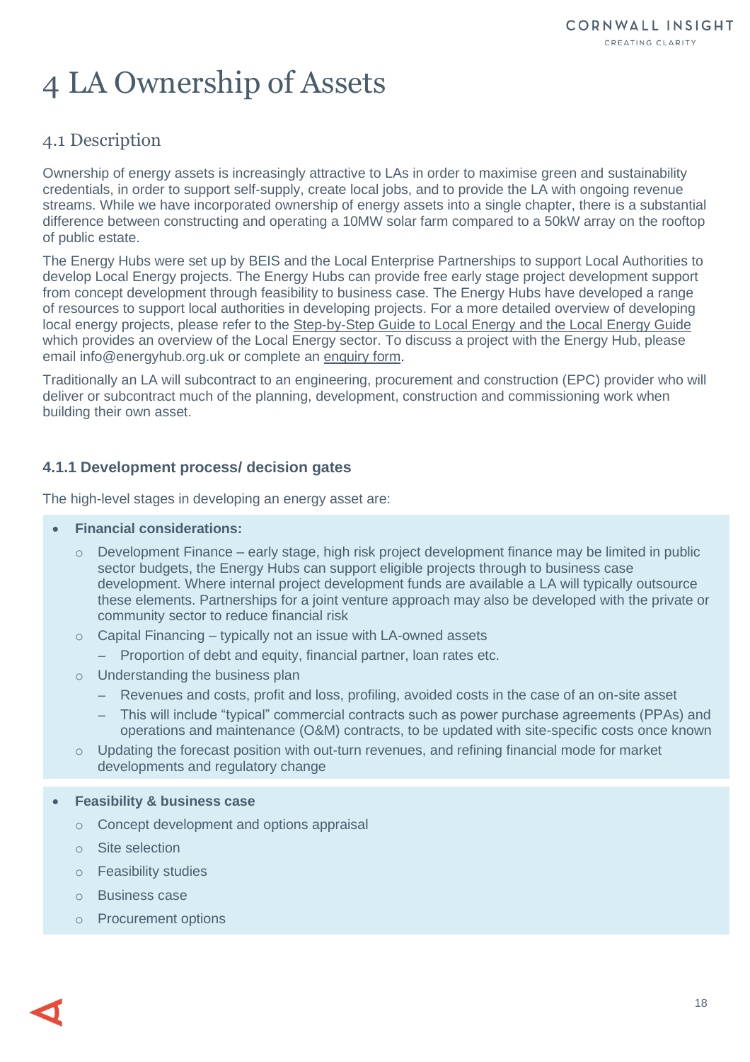# 4 LA Ownership of Assets

## 4.1 Description

Ownership of energy assets is increasingly attractive to LAs in order to maximise green and sustainability credentials, in order to support self-supply, create local jobs, and to provide the LA with ongoing revenue streams. While we have incorporated ownership of energy assets into a single chapter, there is a substantial difference between constructing and operating a 10MW solar farm compared to a 50kW array on the rooftop of public estate.

The Energy Hubs were set up by BEIS and the Local Enterprise Partnerships to support Local Authorities to develop Local Energy projects. The Energy Hubs can provide free early stage project development support from concept development through feasibility to business case. The Energy Hubs have developed a range of resources to support local authorities in developing projects. For a more detailed overview of developing local energy projects, please refer to the Step-by-Step Guide to Local Energy and the Local Energy Guide which provides an overview of the Local Energy sector. To discuss a project with the Energy Hub, please email info@energyhub.org.uk or complete an enquiry form.

Traditionally an LA will subcontract to an engineering, procurement and construction (EPC) provider who will deliver or subcontract much of the planning, development, construction and commissioning work when building their own asset.

### 4.1.1 Development process/ decision gates

The high-level stages in developing an energy asset are:

- **Financial considerations:**
  - Development Finance – early stage, high risk project development finance may be limited in public sector budgets, the Energy Hubs can support eligible projects through to business case development. Where internal project development funds are available a LA will typically outsource these elements. Partnerships for a joint venture approach may also be developed with the private or community sector to reduce financial risk
  - Capital Financing – typically not an issue with LA-owned assets
    - Proportion of debt and equity, financial partner, loan rates etc.
  - Understanding the business plan
    - Revenues and costs, profit and loss, profiling, avoided costs in the case of an on-site asset
    - This will include "typical" commercial contracts such as power purchase agreements (PPAs) and operations and maintenance (O&M) contracts, to be updated with site-specific costs once known
  - Updating the forecast position with out-turn revenues, and refining financial mode for market developments and regulatory change

- **Feasibility & business case**
  - Concept development and options appraisal
  - Site selection
  - Feasibility studies
  - Business case
  - Procurement options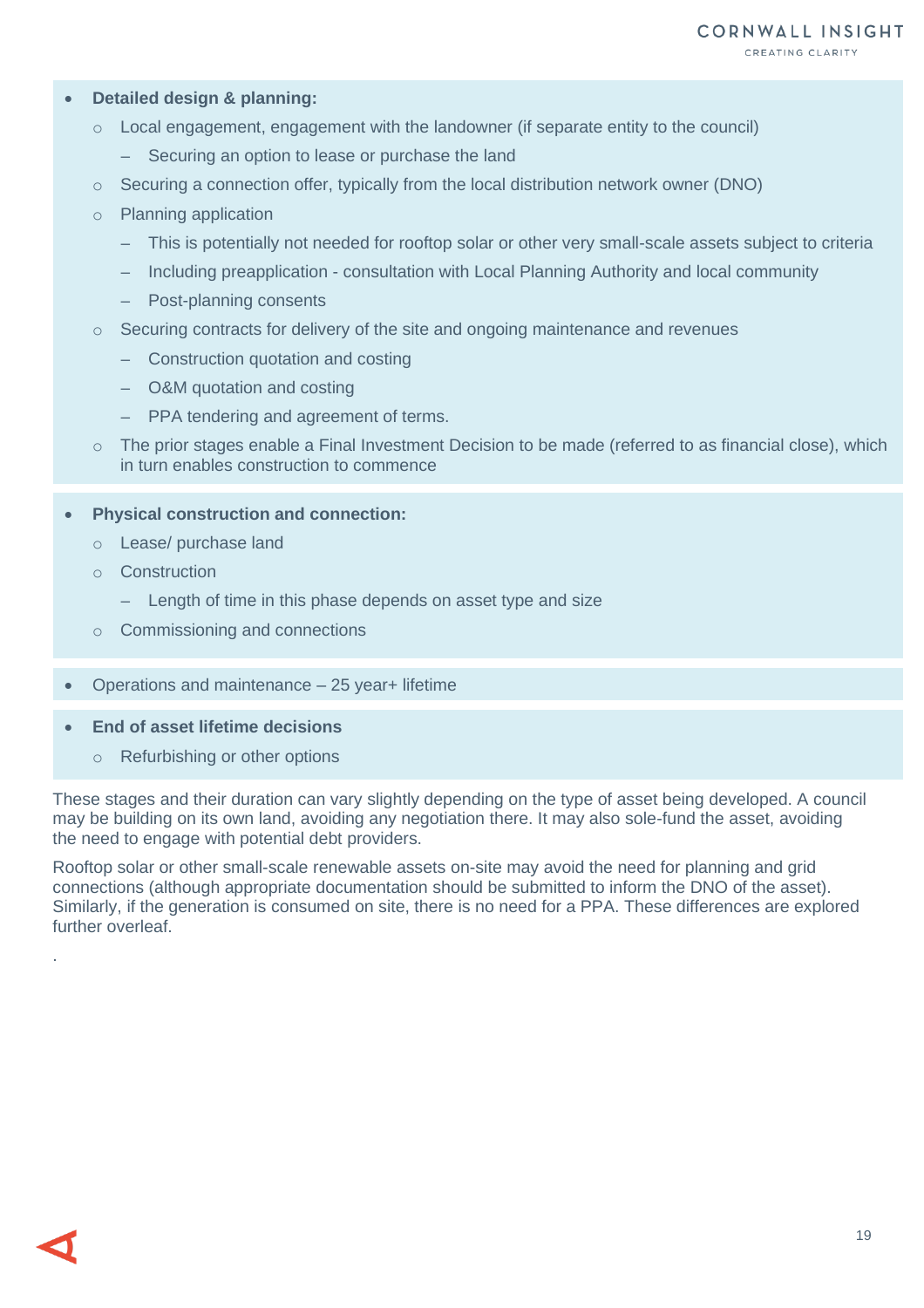- **Detailed design & planning:**
  - Local engagement, engagement with the landowner (if separate entity to the council)
    - Securing an option to lease or purchase the land
  - Securing a connection offer, typically from the local distribution network owner (DNO)
  - Planning application
    - This is potentially not needed for rooftop solar or other very small-scale assets subject to criteria
    - Including preapplication - consultation with Local Planning Authority and local community
    - Post-planning consents
  - Securing contracts for delivery of the site and ongoing maintenance and revenues
    - Construction quotation and costing
    - O&M quotation and costing
    - PPA tendering and agreement of terms.
  - The prior stages enable a Final Investment Decision to be made (referred to as financial close), which in turn enables construction to commence

- **Physical construction and connection:**
  - Lease/ purchase land
  - Construction
    - Length of time in this phase depends on asset type and size
  - Commissioning and connections

- Operations and maintenance – 25 year+ lifetime

- **End of asset lifetime decisions**
  - Refurbishing or other options

These stages and their duration can vary slightly depending on the type of asset being developed. A council may be building on its own land, avoiding any negotiation there. It may also sole-fund the asset, avoiding the need to engage with potential debt providers.

Rooftop solar or other small-scale renewable assets on-site may avoid the need for planning and grid connections (although appropriate documentation should be submitted to inform the DNO of the asset). Similarly, if the generation is consumed on site, there is no need for a PPA. These differences are explored further overleaf.

.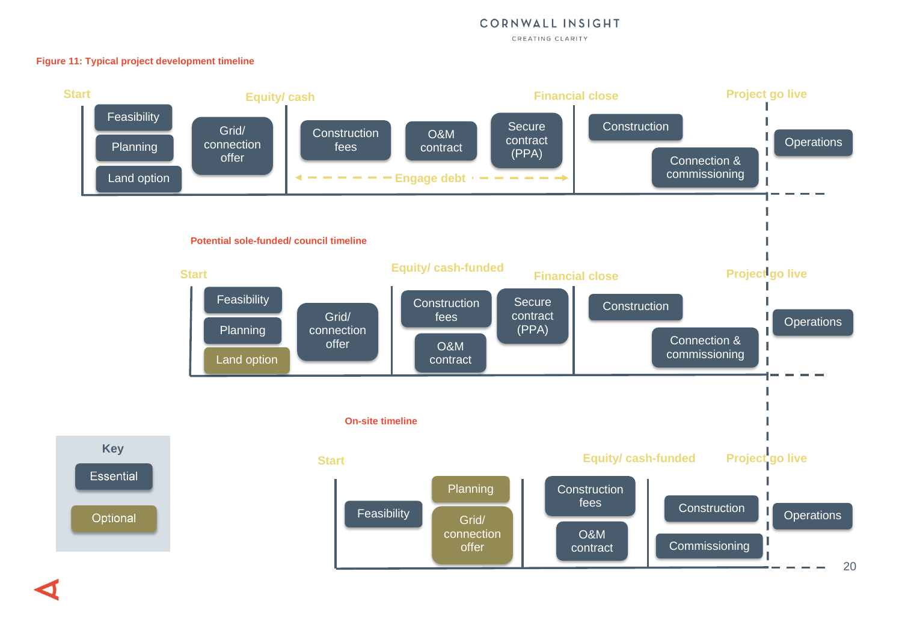**Figure 11: Typical project development timeline**

Start — Feasibility, Planning, Land option, Grid/ connection offer

Equity/ cash — Construction fees, O&M contract, Secure contract (PPA)

← Engage debt →

Financial close — Construction, Connection & commissioning

Project go live — Operations

**Potential sole-funded/ council timeline**

Start — Feasibility, Planning, Land option, Grid/ connection offer

Equity/ cash-funded — Construction fees, O&M contract, Secure contract (PPA)

Financial close — Construction, Connection & commissioning

Project go live — Operations

**On-site timeline**

Start — Feasibility, Planning, Grid/ connection offer

Equity/ cash-funded — Construction fees, O&M contract, Construction, Commissioning

Project go live — Operations

Key: Essential, Optional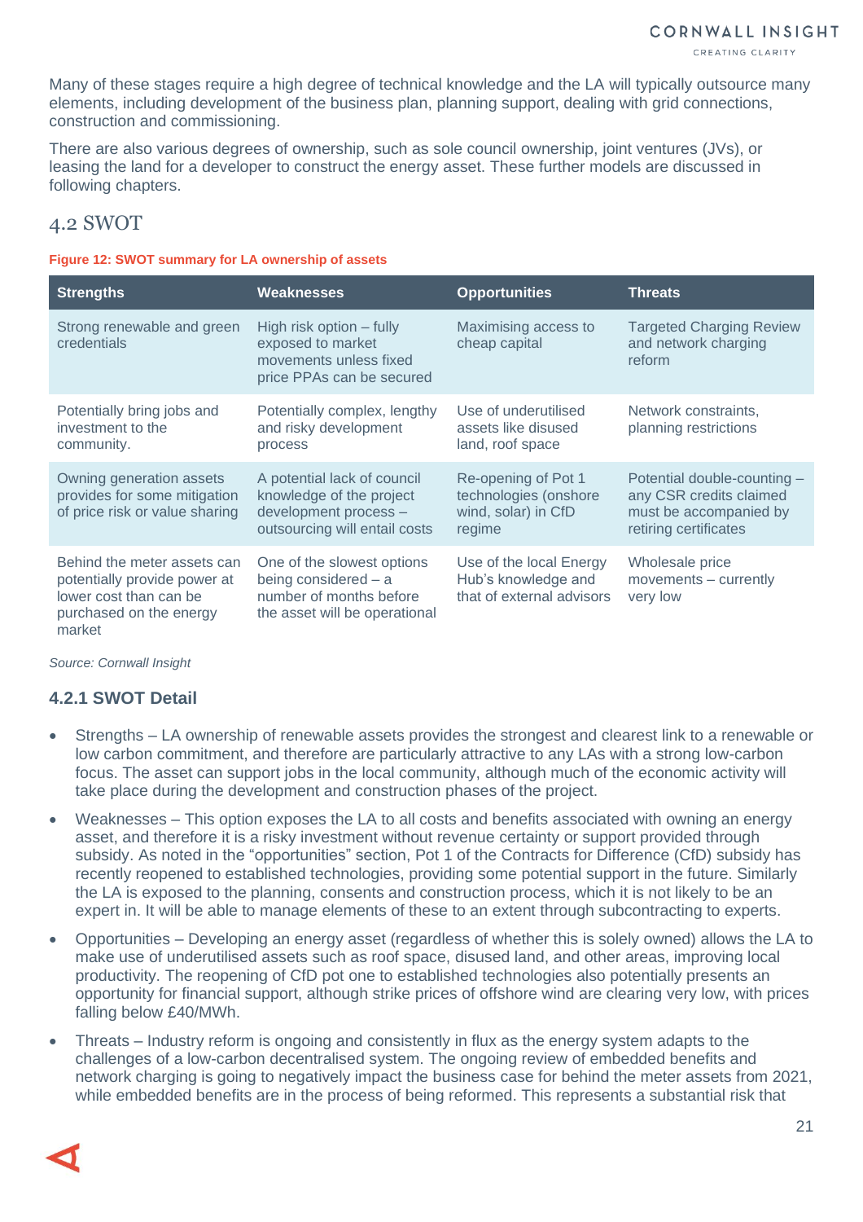Many of these stages require a high degree of technical knowledge and the LA will typically outsource many elements, including development of the business plan, planning support, dealing with grid connections, construction and commissioning.

There are also various degrees of ownership, such as sole council ownership, joint ventures (JVs), or leasing the land for a developer to construct the energy asset. These further models are discussed in following chapters.

## 4.2 SWOT

**Figure 12: SWOT summary for LA ownership of assets**

| Strengths | Weaknesses | Opportunities | Threats |
|---|---|---|---|
| Strong renewable and green credentials | High risk option – fully exposed to market movements unless fixed price PPAs can be secured | Maximising access to cheap capital | Targeted Charging Review and network charging reform |
| Potentially bring jobs and investment to the community. | Potentially complex, lengthy and risky development process | Use of underutilised assets like disused land, roof space | Network constraints, planning restrictions |
| Owning generation assets provides for some mitigation of price risk or value sharing | A potential lack of council knowledge of the project development process – outsourcing will entail costs | Re-opening of Pot 1 technologies (onshore wind, solar) in CfD regime | Potential double-counting – any CSR credits claimed must be accompanied by retiring certificates |
| Behind the meter assets can potentially provide power at lower cost than can be purchased on the energy market | One of the slowest options being considered – a number of months before the asset will be operational | Use of the local Energy Hub's knowledge and that of external advisors | Wholesale price movements – currently very low |

*Source: Cornwall Insight*

### 4.2.1 SWOT Detail

- Strengths – LA ownership of renewable assets provides the strongest and clearest link to a renewable or low carbon commitment, and therefore are particularly attractive to any LAs with a strong low-carbon focus. The asset can support jobs in the local community, although much of the economic activity will take place during the development and construction phases of the project.
- Weaknesses – This option exposes the LA to all costs and benefits associated with owning an energy asset, and therefore it is a risky investment without revenue certainty or support provided through subsidy. As noted in the "opportunities" section, Pot 1 of the Contracts for Difference (CfD) subsidy has recently reopened to established technologies, providing some potential support in the future. Similarly the LA is exposed to the planning, consents and construction process, which it is not likely to be an expert in. It will be able to manage elements of these to an extent through subcontracting to experts.
- Opportunities – Developing an energy asset (regardless of whether this is solely owned) allows the LA to make use of underutilised assets such as roof space, disused land, and other areas, improving local productivity. The reopening of CfD pot one to established technologies also potentially presents an opportunity for financial support, although strike prices of offshore wind are clearing very low, with prices falling below £40/MWh.
- Threats – Industry reform is ongoing and consistently in flux as the energy system adapts to the challenges of a low-carbon decentralised system. The ongoing review of embedded benefits and network charging is going to negatively impact the business case for behind the meter assets from 2021, while embedded benefits are in the process of being reformed. This represents a substantial risk that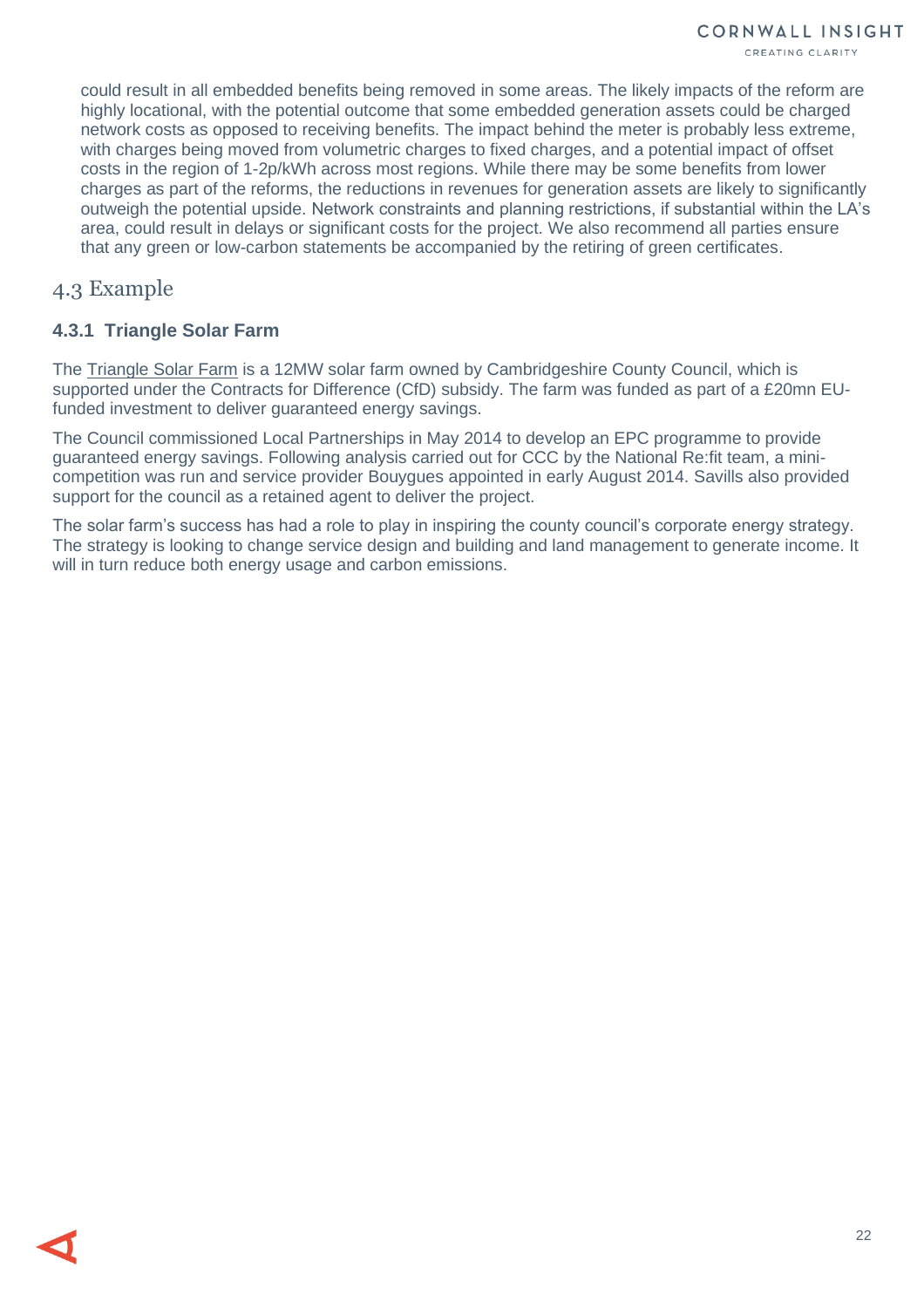could result in all embedded benefits being removed in some areas. The likely impacts of the reform are highly locational, with the potential outcome that some embedded generation assets could be charged network costs as opposed to receiving benefits. The impact behind the meter is probably less extreme, with charges being moved from volumetric charges to fixed charges, and a potential impact of offset costs in the region of 1-2p/kWh across most regions. While there may be some benefits from lower charges as part of the reforms, the reductions in revenues for generation assets are likely to significantly outweigh the potential upside. Network constraints and planning restrictions, if substantial within the LA's area, could result in delays or significant costs for the project. We also recommend all parties ensure that any green or low-carbon statements be accompanied by the retiring of green certificates.

## 4.3 Example

### 4.3.1 Triangle Solar Farm

The Triangle Solar Farm is a 12MW solar farm owned by Cambridgeshire County Council, which is supported under the Contracts for Difference (CfD) subsidy. The farm was funded as part of a £20mn EU-funded investment to deliver guaranteed energy savings.

The Council commissioned Local Partnerships in May 2014 to develop an EPC programme to provide guaranteed energy savings. Following analysis carried out for CCC by the National Re:fit team, a mini-competition was run and service provider Bouygues appointed in early August 2014. Savills also provided support for the council as a retained agent to deliver the project.

The solar farm's success has had a role to play in inspiring the county council's corporate energy strategy. The strategy is looking to change service design and building and land management to generate income. It will in turn reduce both energy usage and carbon emissions.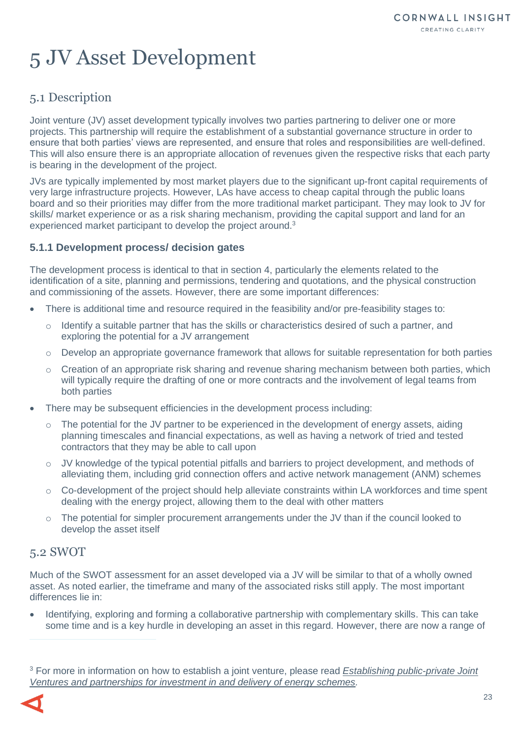# 5 JV Asset Development

## 5.1 Description

Joint venture (JV) asset development typically involves two parties partnering to deliver one or more projects. This partnership will require the establishment of a substantial governance structure in order to ensure that both parties' views are represented, and ensure that roles and responsibilities are well-defined. This will also ensure there is an appropriate allocation of revenues given the respective risks that each party is bearing in the development of the project.

JVs are typically implemented by most market players due to the significant up-front capital requirements of very large infrastructure projects. However, LAs have access to cheap capital through the public loans board and so their priorities may differ from the more traditional market participant. They may look to JV for skills/ market experience or as a risk sharing mechanism, providing the capital support and land for an experienced market participant to develop the project around.[3]

### 5.1.1 Development process/ decision gates

The development process is identical to that in section 4, particularly the elements related to the identification of a site, planning and permissions, tendering and quotations, and the physical construction and commissioning of the assets. However, there are some important differences:

- There is additional time and resource required in the feasibility and/or pre-feasibility stages to:
  - Identify a suitable partner that has the skills or characteristics desired of such a partner, and exploring the potential for a JV arrangement
  - Develop an appropriate governance framework that allows for suitable representation for both parties
  - Creation of an appropriate risk sharing and revenue sharing mechanism between both parties, which will typically require the drafting of one or more contracts and the involvement of legal teams from both parties
- There may be subsequent efficiencies in the development process including:
  - The potential for the JV partner to be experienced in the development of energy assets, aiding planning timescales and financial expectations, as well as having a network of tried and tested contractors that they may be able to call upon
  - JV knowledge of the typical potential pitfalls and barriers to project development, and methods of alleviating them, including grid connection offers and active network management (ANM) schemes
  - Co-development of the project should help alleviate constraints within LA workforces and time spent dealing with the energy project, allowing them to the deal with other matters
  - The potential for simpler procurement arrangements under the JV than if the council looked to develop the asset itself

## 5.2 SWOT

Much of the SWOT assessment for an asset developed via a JV will be similar to that of a wholly owned asset. As noted earlier, the timeframe and many of the associated risks still apply. The most important differences lie in:

- Identifying, exploring and forming a collaborative partnership with complementary skills. This can take some time and is a key hurdle in developing an asset in this regard. However, there are now a range of

[3] For more in information on how to establish a joint venture, please read *Establishing public-private Joint Ventures and partnerships for investment in and delivery of energy schemes*.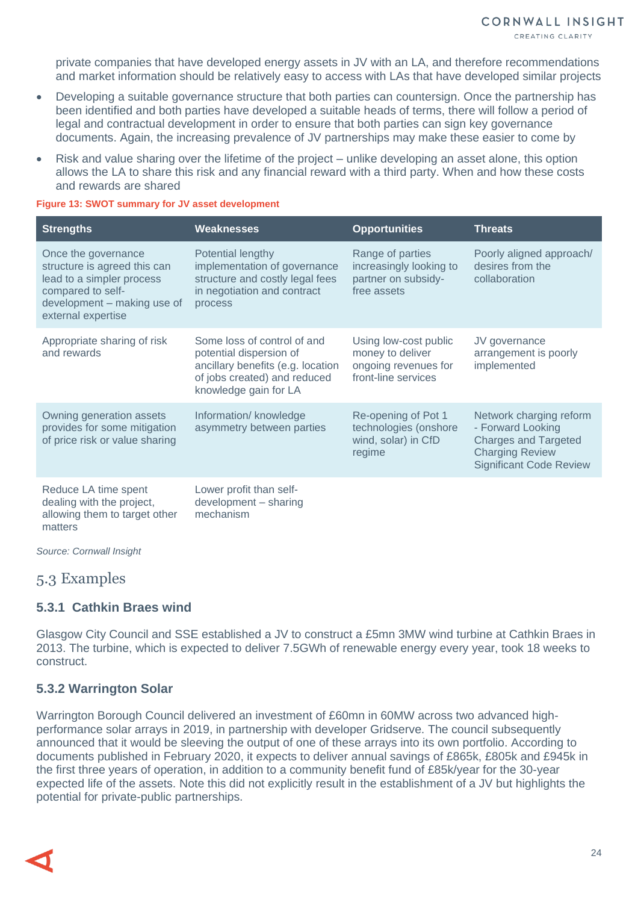private companies that have developed energy assets in JV with an LA, and therefore recommendations and market information should be relatively easy to access with LAs that have developed similar projects

- Developing a suitable governance structure that both parties can countersign. Once the partnership has been identified and both parties have developed a suitable heads of terms, there will follow a period of legal and contractual development in order to ensure that both parties can sign key governance documents. Again, the increasing prevalence of JV partnerships may make these easier to come by
- Risk and value sharing over the lifetime of the project – unlike developing an asset alone, this option allows the LA to share this risk and any financial reward with a third party. When and how these costs and rewards are shared

**Figure 13: SWOT summary for JV asset development**

| Strengths | Weaknesses | Opportunities | Threats |
|---|---|---|---|
| Once the governance structure is agreed this can lead to a simpler process compared to self-development – making use of external expertise | Potential lengthy implementation of governance structure and costly legal fees in negotiation and contract process | Range of parties increasingly looking to partner on subsidy-free assets | Poorly aligned approach/ desires from the collaboration |
| Appropriate sharing of risk and rewards | Some loss of control of and potential dispersion of ancillary benefits (e.g. location of jobs created) and reduced knowledge gain for LA | Using low-cost public money to deliver ongoing revenues for front-line services | JV governance arrangement is poorly implemented |
| Owning generation assets provides for some mitigation of price risk or value sharing | Information/ knowledge asymmetry between parties | Re-opening of Pot 1 technologies (onshore wind, solar) in CfD regime | Network charging reform - Forward Looking Charges and Targeted Charging Review Significant Code Review |
| Reduce LA time spent dealing with the project, allowing them to target other matters | Lower profit than self-development – sharing mechanism | | |

*Source: Cornwall Insight*

## 5.3 Examples

### 5.3.1 Cathkin Braes wind

Glasgow City Council and SSE established a JV to construct a £5mn 3MW wind turbine at Cathkin Braes in 2013. The turbine, which is expected to deliver 7.5GWh of renewable energy every year, took 18 weeks to construct.

### 5.3.2 Warrington Solar

Warrington Borough Council delivered an investment of £60mn in 60MW across two advanced high-performance solar arrays in 2019, in partnership with developer Gridserve. The council subsequently announced that it would be sleeving the output of one of these arrays into its own portfolio. According to documents published in February 2020, it expects to deliver annual savings of £865k, £805k and £945k in the first three years of operation, in addition to a community benefit fund of £85k/year for the 30-year expected life of the assets. Note this did not explicitly result in the establishment of a JV but highlights the potential for private-public partnerships.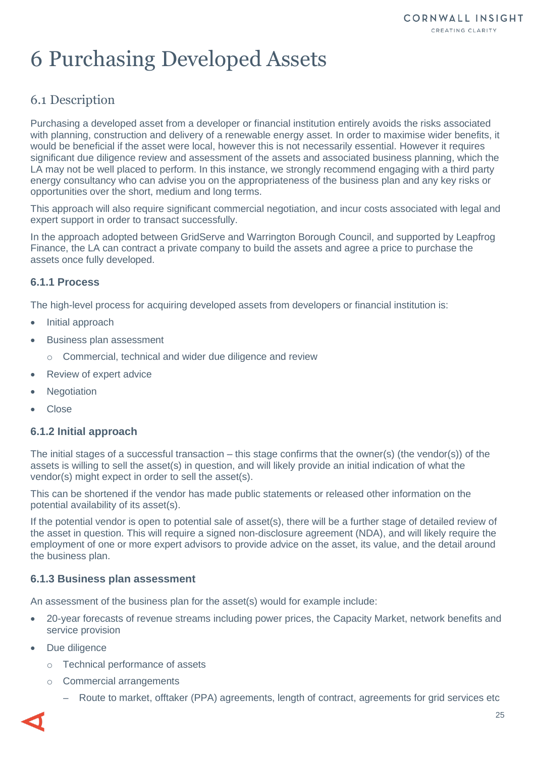# 6 Purchasing Developed Assets

## 6.1 Description

Purchasing a developed asset from a developer or financial institution entirely avoids the risks associated with planning, construction and delivery of a renewable energy asset. In order to maximise wider benefits, it would be beneficial if the asset were local, however this is not necessarily essential. However it requires significant due diligence review and assessment of the assets and associated business planning, which the LA may not be well placed to perform. In this instance, we strongly recommend engaging with a third party energy consultancy who can advise you on the appropriateness of the business plan and any key risks or opportunities over the short, medium and long terms.

This approach will also require significant commercial negotiation, and incur costs associated with legal and expert support in order to transact successfully.

In the approach adopted between GridServe and Warrington Borough Council, and supported by Leapfrog Finance, the LA can contract a private company to build the assets and agree a price to purchase the assets once fully developed.

### 6.1.1 Process

The high-level process for acquiring developed assets from developers or financial institution is:

- Initial approach
- Business plan assessment
  - Commercial, technical and wider due diligence and review
- Review of expert advice
- Negotiation
- Close

### 6.1.2 Initial approach

The initial stages of a successful transaction – this stage confirms that the owner(s) (the vendor(s)) of the assets is willing to sell the asset(s) in question, and will likely provide an initial indication of what the vendor(s) might expect in order to sell the asset(s).

This can be shortened if the vendor has made public statements or released other information on the potential availability of its asset(s).

If the potential vendor is open to potential sale of asset(s), there will be a further stage of detailed review of the asset in question. This will require a signed non-disclosure agreement (NDA), and will likely require the employment of one or more expert advisors to provide advice on the asset, its value, and the detail around the business plan.

### 6.1.3 Business plan assessment

An assessment of the business plan for the asset(s) would for example include:

- 20-year forecasts of revenue streams including power prices, the Capacity Market, network benefits and service provision
- Due diligence
  - Technical performance of assets
  - Commercial arrangements
    - Route to market, offtaker (PPA) agreements, length of contract, agreements for grid services etc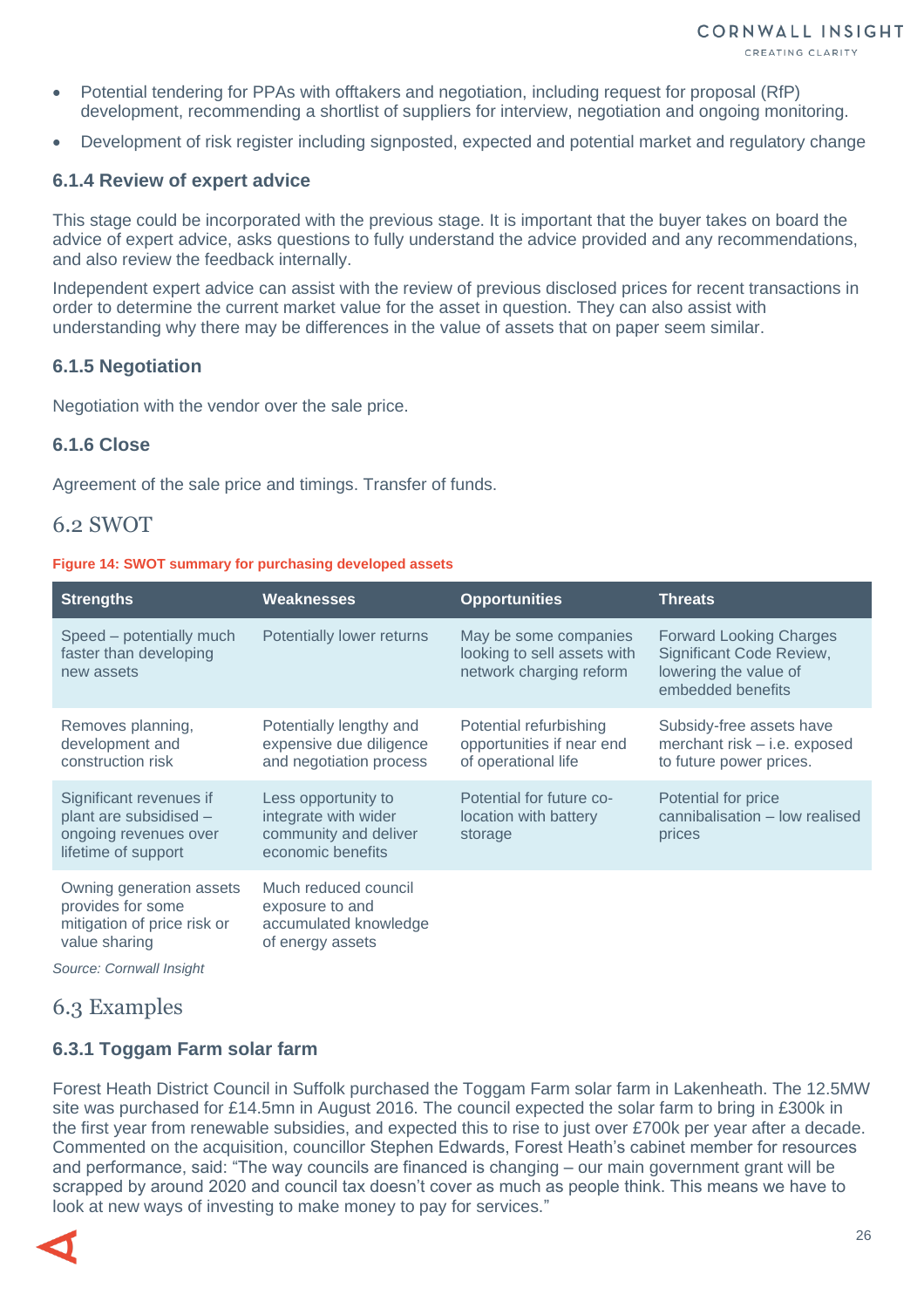- Potential tendering for PPAs with offtakers and negotiation, including request for proposal (RfP) development, recommending a shortlist of suppliers for interview, negotiation and ongoing monitoring.
- Development of risk register including signposted, expected and potential market and regulatory change

### 6.1.4 Review of expert advice

This stage could be incorporated with the previous stage. It is important that the buyer takes on board the advice of expert advice, asks questions to fully understand the advice provided and any recommendations, and also review the feedback internally.

Independent expert advice can assist with the review of previous disclosed prices for recent transactions in order to determine the current market value for the asset in question. They can also assist with understanding why there may be differences in the value of assets that on paper seem similar.

### 6.1.5 Negotiation

Negotiation with the vendor over the sale price.

### 6.1.6 Close

Agreement of the sale price and timings. Transfer of funds.

## 6.2 SWOT

**Figure 14: SWOT summary for purchasing developed assets**

| Strengths | Weaknesses | Opportunities | Threats |
|---|---|---|---|
| Speed – potentially much faster than developing new assets | Potentially lower returns | May be some companies looking to sell assets with network charging reform | Forward Looking Charges Significant Code Review, lowering the value of embedded benefits |
| Removes planning, development and construction risk | Potentially lengthy and expensive due diligence and negotiation process | Potential refurbishing opportunities if near end of operational life | Subsidy-free assets have merchant risk – i.e. exposed to future power prices. |
| Significant revenues if plant are subsidised – ongoing revenues over lifetime of support | Less opportunity to integrate with wider community and deliver economic benefits | Potential for future co-location with battery storage | Potential for price cannibalisation – low realised prices |
| Owning generation assets provides for some mitigation of price risk or value sharing | Much reduced council exposure to and accumulated knowledge of energy assets | | |

*Source: Cornwall Insight*

## 6.3 Examples

### 6.3.1 Toggam Farm solar farm

Forest Heath District Council in Suffolk purchased the Toggam Farm solar farm in Lakenheath. The 12.5MW site was purchased for £14.5mn in August 2016. The council expected the solar farm to bring in £300k in the first year from renewable subsidies, and expected this to rise to just over £700k per year after a decade. Commented on the acquisition, councillor Stephen Edwards, Forest Heath's cabinet member for resources and performance, said: "The way councils are financed is changing – our main government grant will be scrapped by around 2020 and council tax doesn't cover as much as people think. This means we have to look at new ways of investing to make money to pay for services."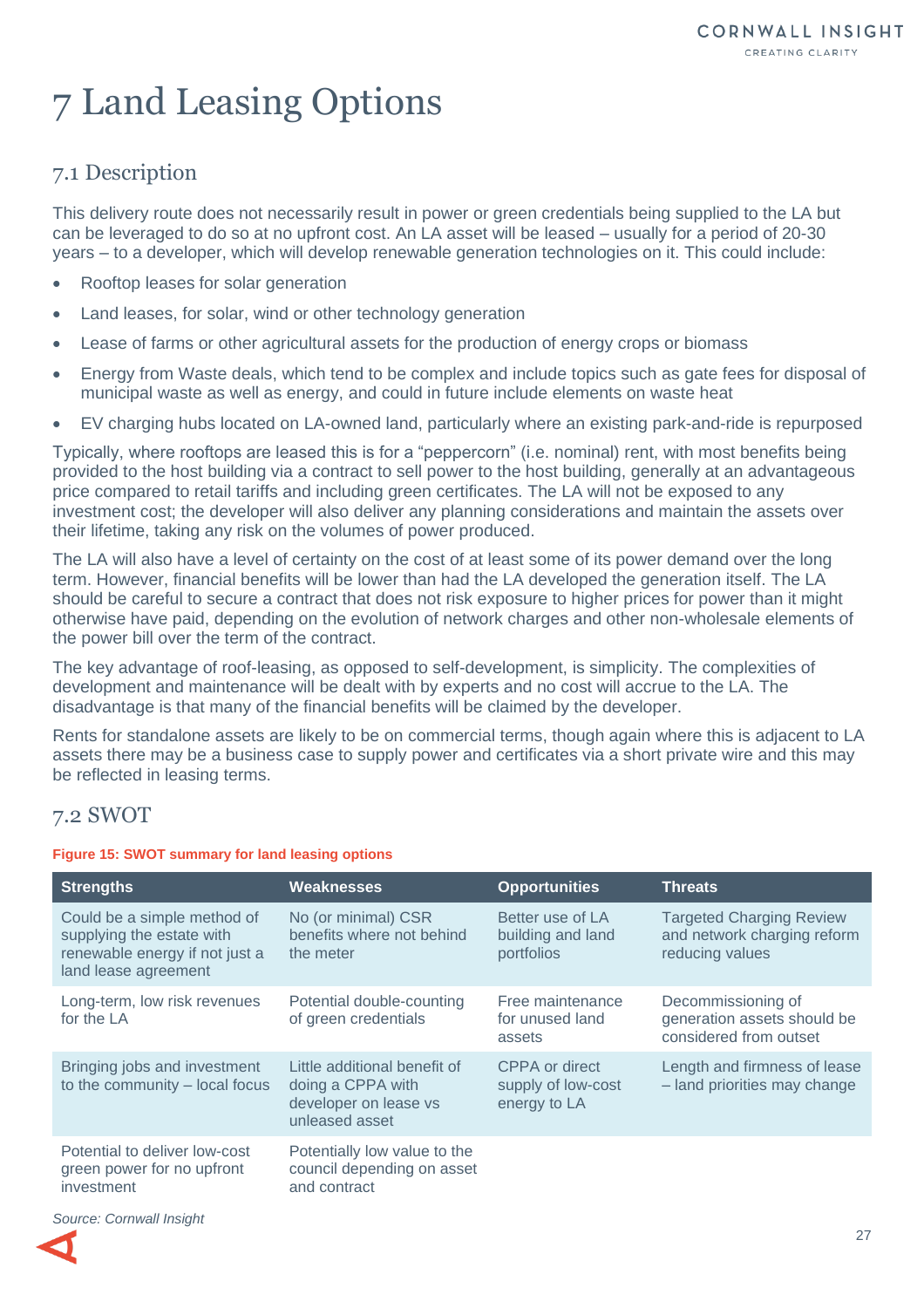# 7 Land Leasing Options

## 7.1 Description

This delivery route does not necessarily result in power or green credentials being supplied to the LA but can be leveraged to do so at no upfront cost. An LA asset will be leased – usually for a period of 20-30 years – to a developer, which will develop renewable generation technologies on it. This could include:

- Rooftop leases for solar generation
- Land leases, for solar, wind or other technology generation
- Lease of farms or other agricultural assets for the production of energy crops or biomass
- Energy from Waste deals, which tend to be complex and include topics such as gate fees for disposal of municipal waste as well as energy, and could in future include elements on waste heat
- EV charging hubs located on LA-owned land, particularly where an existing park-and-ride is repurposed

Typically, where rooftops are leased this is for a "peppercorn" (i.e. nominal) rent, with most benefits being provided to the host building via a contract to sell power to the host building, generally at an advantageous price compared to retail tariffs and including green certificates. The LA will not be exposed to any investment cost; the developer will also deliver any planning considerations and maintain the assets over their lifetime, taking any risk on the volumes of power produced.

The LA will also have a level of certainty on the cost of at least some of its power demand over the long term. However, financial benefits will be lower than had the LA developed the generation itself. The LA should be careful to secure a contract that does not risk exposure to higher prices for power than it might otherwise have paid, depending on the evolution of network charges and other non-wholesale elements of the power bill over the term of the contract.

The key advantage of roof-leasing, as opposed to self-development, is simplicity. The complexities of development and maintenance will be dealt with by experts and no cost will accrue to the LA. The disadvantage is that many of the financial benefits will be claimed by the developer.

Rents for standalone assets are likely to be on commercial terms, though again where this is adjacent to LA assets there may be a business case to supply power and certificates via a short private wire and this may be reflected in leasing terms.

## 7.2 SWOT

**Figure 15: SWOT summary for land leasing options**

| Strengths | Weaknesses | Opportunities | Threats |
|---|---|---|---|
| Could be a simple method of supplying the estate with renewable energy if not just a land lease agreement | No (or minimal) CSR benefits where not behind the meter | Better use of LA building and land portfolios | Targeted Charging Review and network charging reform reducing values |
| Long-term, low risk revenues for the LA | Potential double-counting of green credentials | Free maintenance for unused land assets | Decommissioning of generation assets should be considered from outset |
| Bringing jobs and investment to the community – local focus | Little additional benefit of doing a CPPA with developer on lease vs unleased asset | CPPA or direct supply of low-cost energy to LA | Length and firmness of lease – land priorities may change |
| Potential to deliver low-cost green power for no upfront investment | Potentially low value to the council depending on asset and contract | | |

*Source: Cornwall Insight*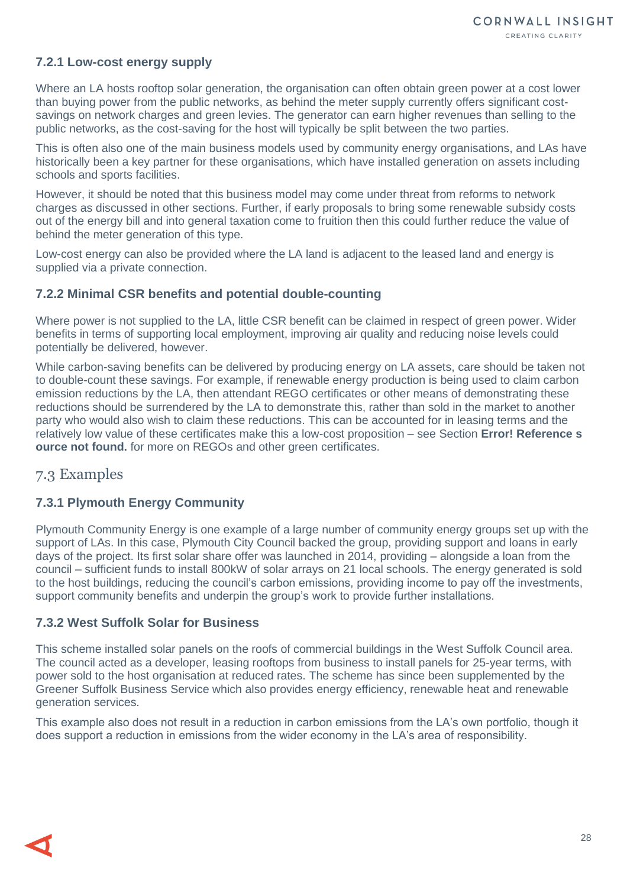#### 7.2.1 Low-cost energy supply

Where an LA hosts rooftop solar generation, the organisation can often obtain green power at a cost lower than buying power from the public networks, as behind the meter supply currently offers significant cost-savings on network charges and green levies. The generator can earn higher revenues than selling to the public networks, as the cost-saving for the host will typically be split between the two parties.

This is often also one of the main business models used by community energy organisations, and LAs have historically been a key partner for these organisations, which have installed generation on assets including schools and sports facilities.

However, it should be noted that this business model may come under threat from reforms to network charges as discussed in other sections. Further, if early proposals to bring some renewable subsidy costs out of the energy bill and into general taxation come to fruition then this could further reduce the value of behind the meter generation of this type.

Low-cost energy can also be provided where the LA land is adjacent to the leased land and energy is supplied via a private connection.

#### 7.2.2 Minimal CSR benefits and potential double-counting

Where power is not supplied to the LA, little CSR benefit can be claimed in respect of green power. Wider benefits in terms of supporting local employment, improving air quality and reducing noise levels could potentially be delivered, however.

While carbon-saving benefits can be delivered by producing energy on LA assets, care should be taken not to double-count these savings. For example, if renewable energy production is being used to claim carbon emission reductions by the LA, then attendant REGO certificates or other means of demonstrating these reductions should be surrendered by the LA to demonstrate this, rather than sold in the market to another party who would also wish to claim these reductions. This can be accounted for in leasing terms and the relatively low value of these certificates make this a low-cost proposition – see Section **Error! Reference source not found.** for more on REGOs and other green certificates.

### 7.3 Examples

#### 7.3.1 Plymouth Energy Community

Plymouth Community Energy is one example of a large number of community energy groups set up with the support of LAs. In this case, Plymouth City Council backed the group, providing support and loans in early days of the project. Its first solar share offer was launched in 2014, providing – alongside a loan from the council – sufficient funds to install 800kW of solar arrays on 21 local schools. The energy generated is sold to the host buildings, reducing the council's carbon emissions, providing income to pay off the investments, support community benefits and underpin the group's work to provide further installations.

#### 7.3.2 West Suffolk Solar for Business

This scheme installed solar panels on the roofs of commercial buildings in the West Suffolk Council area. The council acted as a developer, leasing rooftops from business to install panels for 25-year terms, with power sold to the host organisation at reduced rates. The scheme has since been supplemented by the Greener Suffolk Business Service which also provides energy efficiency, renewable heat and renewable generation services.

This example also does not result in a reduction in carbon emissions from the LA's own portfolio, though it does support a reduction in emissions from the wider economy in the LA's area of responsibility.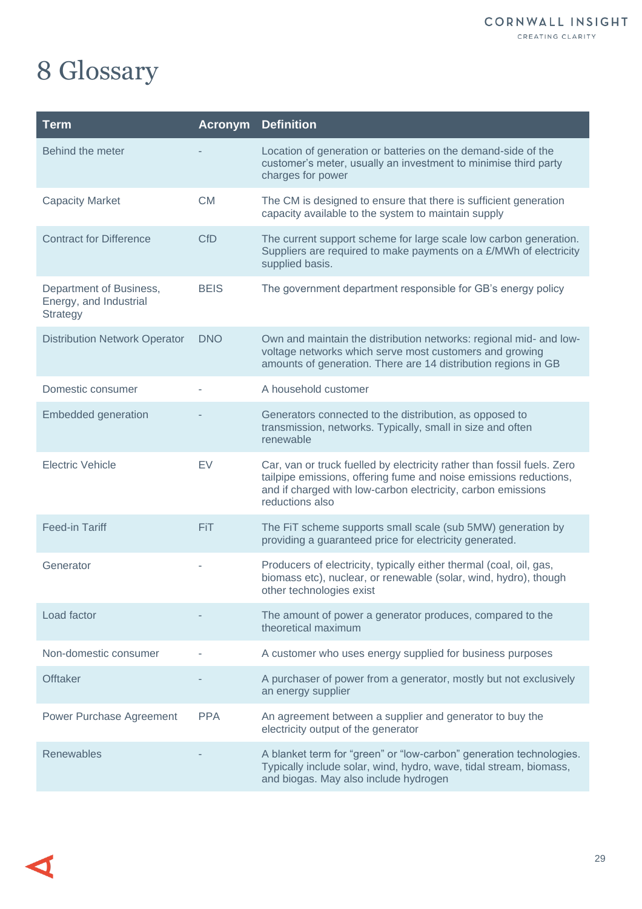# 8 Glossary

| Term | Acronym | Definition |
|---|---|---|
| Behind the meter | - | Location of generation or batteries on the demand-side of the customer's meter, usually an investment to minimise third party charges for power |
| Capacity Market | CM | The CM is designed to ensure that there is sufficient generation capacity available to the system to maintain supply |
| Contract for Difference | CfD | The current support scheme for large scale low carbon generation. Suppliers are required to make payments on a £/MWh of electricity supplied basis. |
| Department of Business, Energy, and Industrial Strategy | BEIS | The government department responsible for GB's energy policy |
| Distribution Network Operator | DNO | Own and maintain the distribution networks: regional mid- and low-voltage networks which serve most customers and growing amounts of generation. There are 14 distribution regions in GB |
| Domestic consumer | - | A household customer |
| Embedded generation | - | Generators connected to the distribution, as opposed to transmission, networks. Typically, small in size and often renewable |
| Electric Vehicle | EV | Car, van or truck fuelled by electricity rather than fossil fuels. Zero tailpipe emissions, offering fume and noise emissions reductions, and if charged with low-carbon electricity, carbon emissions reductions also |
| Feed-in Tariff | FiT | The FiT scheme supports small scale (sub 5MW) generation by providing a guaranteed price for electricity generated. |
| Generator | - | Producers of electricity, typically either thermal (coal, oil, gas, biomass etc), nuclear, or renewable (solar, wind, hydro), though other technologies exist |
| Load factor | - | The amount of power a generator produces, compared to the theoretical maximum |
| Non-domestic consumer | - | A customer who uses energy supplied for business purposes |
| Offtaker | - | A purchaser of power from a generator, mostly but not exclusively an energy supplier |
| Power Purchase Agreement | PPA | An agreement between a supplier and generator to buy the electricity output of the generator |
| Renewables | - | A blanket term for "green" or "low-carbon" generation technologies. Typically include solar, wind, hydro, wave, tidal stream, biomass, and biogas. May also include hydrogen |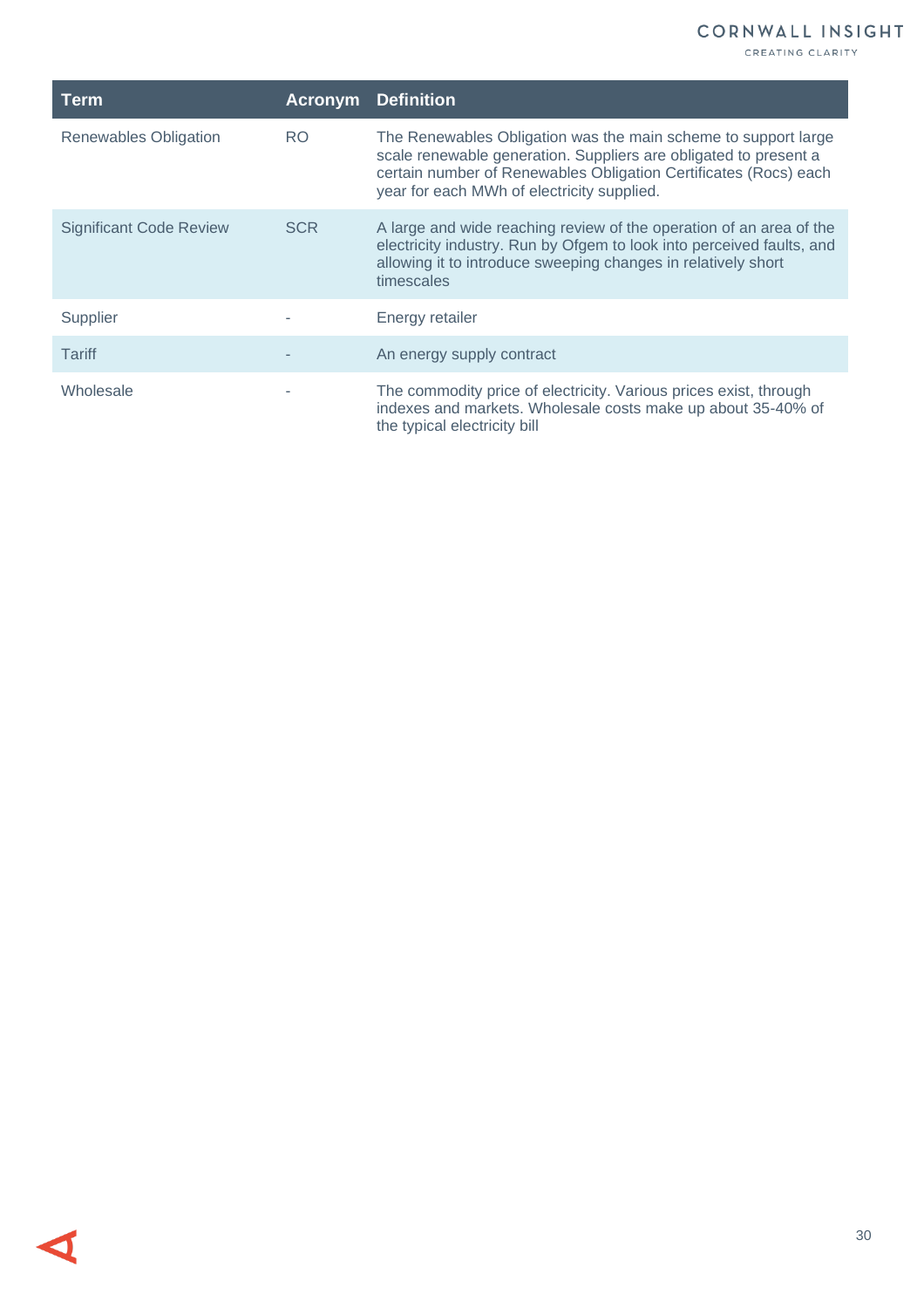| Term | Acronym | Definition |
| --- | --- | --- |
| Renewables Obligation | RO | The Renewables Obligation was the main scheme to support large scale renewable generation. Suppliers are obligated to present a certain number of Renewables Obligation Certificates (Rocs) each year for each MWh of electricity supplied. |
| Significant Code Review | SCR | A large and wide reaching review of the operation of an area of the electricity industry. Run by Ofgem to look into perceived faults, and allowing it to introduce sweeping changes in relatively short timescales |
| Supplier | - | Energy retailer |
| Tariff | - | An energy supply contract |
| Wholesale | - | The commodity price of electricity. Various prices exist, through indexes and markets. Wholesale costs make up about 35-40% of the typical electricity bill |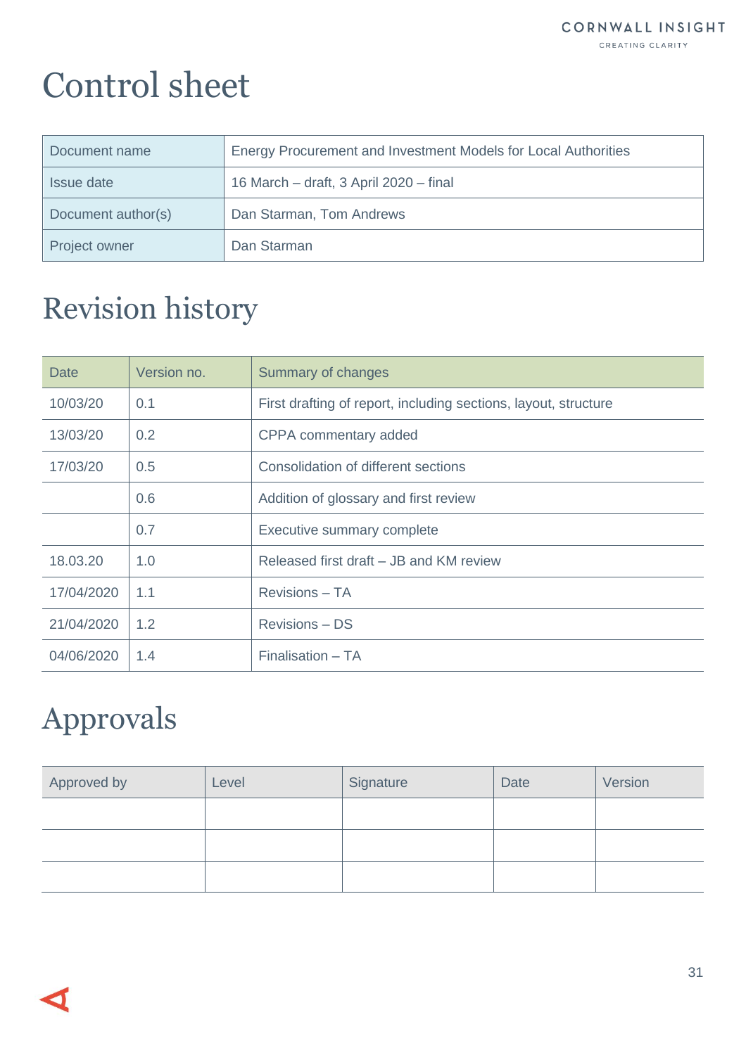# Control sheet

| Document name | Energy Procurement and Investment Models for Local Authorities |
|---|---|
| Issue date | 16 March – draft, 3 April 2020 – final |
| Document author(s) | Dan Starman, Tom Andrews |
| Project owner | Dan Starman |

# Revision history

| Date | Version no. | Summary of changes |
|---|---|---|
| 10/03/20 | 0.1 | First drafting of report, including sections, layout, structure |
| 13/03/20 | 0.2 | CPPA commentary added |
| 17/03/20 | 0.5 | Consolidation of different sections |
| | 0.6 | Addition of glossary and first review |
| | 0.7 | Executive summary complete |
| 18.03.20 | 1.0 | Released first draft – JB and KM review |
| 17/04/2020 | 1.1 | Revisions – TA |
| 21/04/2020 | 1.2 | Revisions – DS |
| 04/06/2020 | 1.4 | Finalisation – TA |

# Approvals

| Approved by | Level | Signature | Date | Version |
|---|---|---|---|---|
| | | | | |
| | | | | |
| | | | | |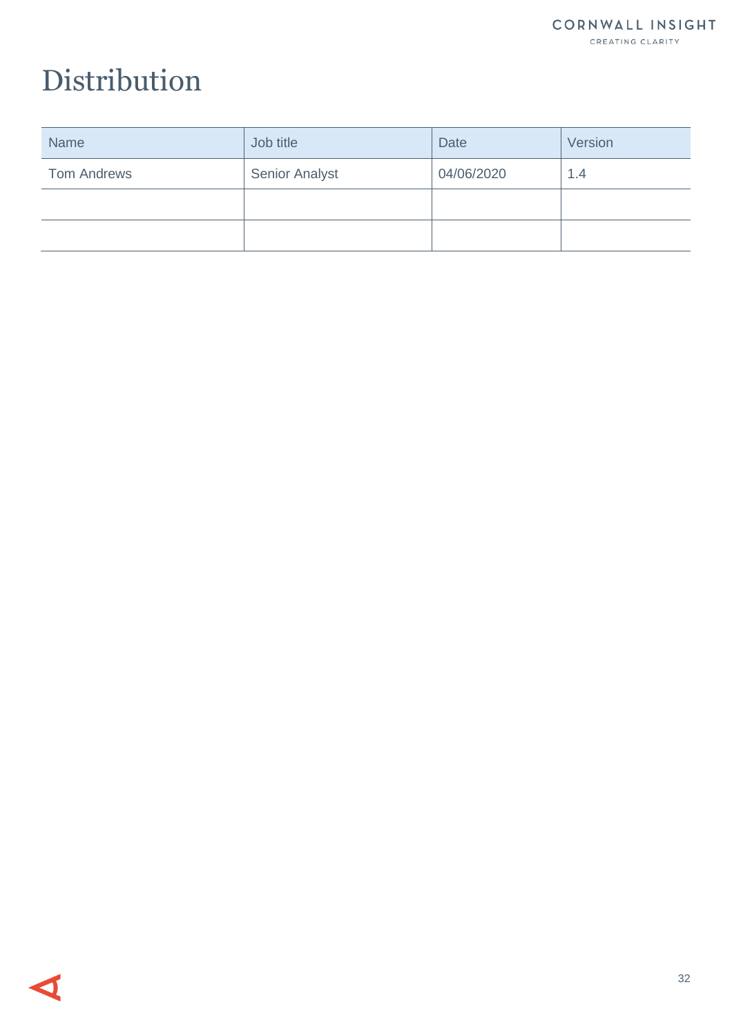# Distribution

| Name | Job title | Date | Version |
|---|---|---|---|
| Tom Andrews | Senior Analyst | 04/06/2020 | 1.4 |
| | | | |
| | | | |